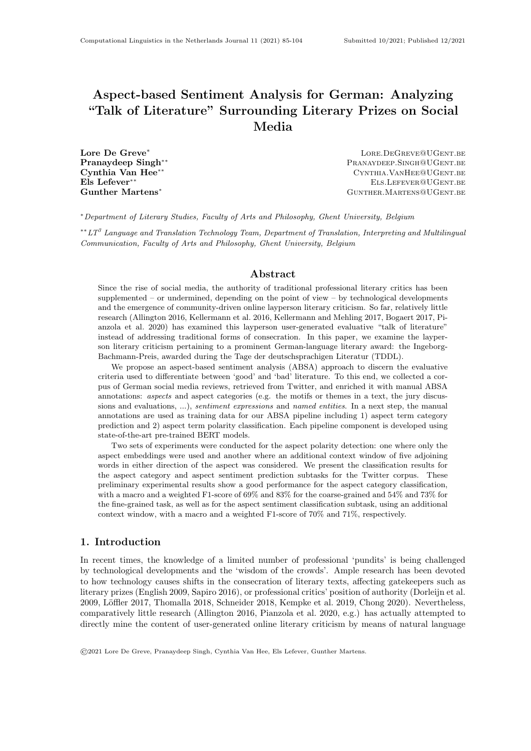# Aspect-based Sentiment Analysis for German: Analyzing "Talk of Literature" Surrounding Literary Prizes on Social Media

**Lore De Greve**[*] LORE.DEGREVE@UGENT.BE
**Pranaydeep Singh**[**] PRANAYDEEP.SINGH@UGENT.BE
**Cynthia Van Hee**[**] CYNTHIA.VANHEE@UGENT.BE
**Els Lefever**[**] ELS.LEFEVER@UGENT.BE
**Gunther Martens**[*] GUNTHER.MARTENS@UGENT.BE

[*] *Department of Literary Studies, Faculty of Arts and Philosophy, Ghent University, Belgium*

[**] *LT[3] Language and Translation Technology Team, Department of Translation, Interpreting and Multilingual Communication, Faculty of Arts and Philosophy, Ghent University, Belgium*

## Abstract

Since the rise of social media, the authority of traditional professional literary critics has been supplemented – or undermined, depending on the point of view – by technological developments and the emergence of community-driven online layperson literary criticism. So far, relatively little research (Allington 2016, Kellermann et al. 2016, Kellermann and Mehling 2017, Bogaert 2017, Pianzola et al. 2020) has examined this layperson user-generated evaluative "talk of literature" instead of addressing traditional forms of consecration. In this paper, we examine the layperson literary criticism pertaining to a prominent German-language literary award: the Ingeborg-Bachmann-Preis, awarded during the Tage der deutschsprachigen Literatur (TDDL).

We propose an aspect-based sentiment analysis (ABSA) approach to discern the evaluative criteria used to differentiate between 'good' and 'bad' literature. To this end, we collected a corpus of German social media reviews, retrieved from Twitter, and enriched it with manual ABSA annotations: *aspects* and aspect categories (e.g. the motifs or themes in a text, the jury discussions and evaluations, ...), *sentiment expressions* and *named entities*. In a next step, the manual annotations are used as training data for our ABSA pipeline including 1) aspect term category prediction and 2) aspect term polarity classification. Each pipeline component is developed using state-of-the-art pre-trained BERT models.

Two sets of experiments were conducted for the aspect polarity detection: one where only the aspect embeddings were used and another where an additional context window of five adjoining words in either direction of the aspect was considered. We present the classification results for the aspect category and aspect sentiment prediction subtasks for the Twitter corpus. These preliminary experimental results show a good performance for the aspect category classification, with a macro and a weighted F1-score of 69% and 83% for the coarse-grained and 54% and 73% for the fine-grained task, as well as for the aspect sentiment classification subtask, using an additional context window, with a macro and a weighted F1-score of 70% and 71%, respectively.

## 1. Introduction

In recent times, the knowledge of a limited number of professional 'pundits' is being challenged by technological developments and the 'wisdom of the crowds'. Ample research has been devoted to how technology causes shifts in the consecration of literary texts, affecting gatekeepers such as literary prizes (English 2009, Sapiro 2016), or professional critics' position of authority (Dorleijn et al. 2009, Löffler 2017, Thomalla 2018, Schneider 2018, Kempke et al. 2019, Chong 2020). Nevertheless, comparatively little research (Allington 2016, Pianzola et al. 2020, e.g.) has actually attempted to directly mine the content of user-generated online literary criticism by means of natural language

©2021 Lore De Greve, Pranaydeep Singh, Cynthia Van Hee, Els Lefever, Gunther Martens.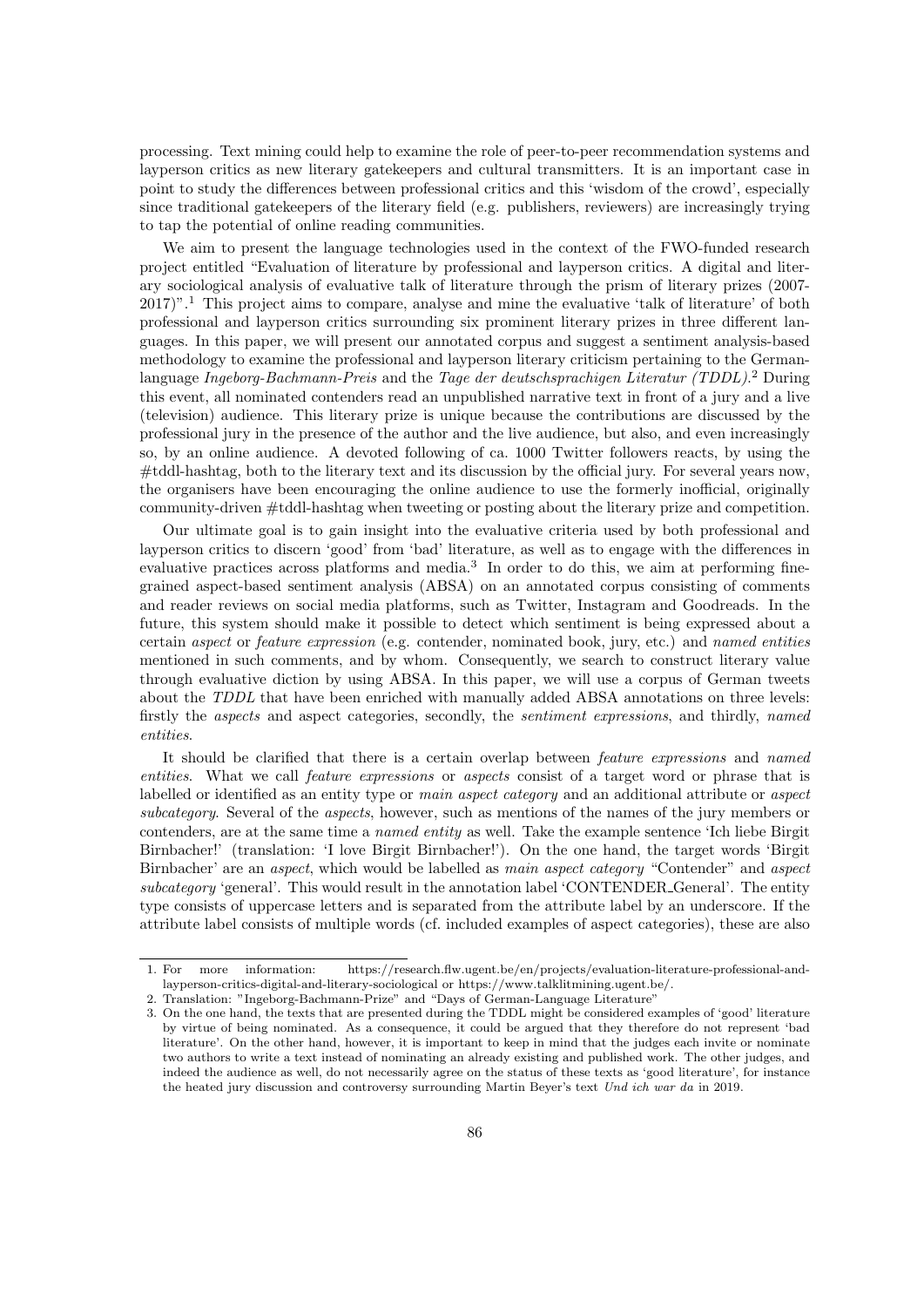processing. Text mining could help to examine the role of peer-to-peer recommendation systems and layperson critics as new literary gatekeepers and cultural transmitters. It is an important case in point to study the differences between professional critics and this 'wisdom of the crowd', especially since traditional gatekeepers of the literary field (e.g. publishers, reviewers) are increasingly trying to tap the potential of online reading communities.

We aim to present the language technologies used in the context of the FWO-funded research project entitled "Evaluation of literature by professional and layperson critics. A digital and literary sociological analysis of evaluative talk of literature through the prism of literary prizes (2007-2017)".[1] This project aims to compare, analyse and mine the evaluative 'talk of literature' of both professional and layperson critics surrounding six prominent literary prizes in three different languages. In this paper, we will present our annotated corpus and suggest a sentiment analysis-based methodology to examine the professional and layperson literary criticism pertaining to the German-language *Ingeborg-Bachmann-Preis* and the *Tage der deutschsprachigen Literatur (TDDL)*.[2] During this event, all nominated contenders read an unpublished narrative text in front of a jury and a live (television) audience. This literary prize is unique because the contributions are discussed by the professional jury in the presence of the author and the live audience, but also, and even increasingly so, by an online audience. A devoted following of ca. 1000 Twitter followers reacts, by using the #tddl-hashtag, both to the literary text and its discussion by the official jury. For several years now, the organisers have been encouraging the online audience to use the formerly inofficial, originally community-driven #tddl-hashtag when tweeting or posting about the literary prize and competition.

Our ultimate goal is to gain insight into the evaluative criteria used by both professional and layperson critics to discern 'good' from 'bad' literature, as well as to engage with the differences in evaluative practices across platforms and media.[3] In order to do this, we aim at performing fine-grained aspect-based sentiment analysis (ABSA) on an annotated corpus consisting of comments and reader reviews on social media platforms, such as Twitter, Instagram and Goodreads. In the future, this system should make it possible to detect which sentiment is being expressed about a certain *aspect* or *feature expression* (e.g. contender, nominated book, jury, etc.) and *named entities* mentioned in such comments, and by whom. Consequently, we search to construct literary value through evaluative diction by using ABSA. In this paper, we will use a corpus of German tweets about the *TDDL* that have been enriched with manually added ABSA annotations on three levels: firstly the *aspects* and aspect categories, secondly, the *sentiment expressions*, and thirdly, *named entities*.

It should be clarified that there is a certain overlap between *feature expressions* and *named entities*. What we call *feature expressions* or *aspects* consist of a target word or phrase that is labelled or identified as an entity type or *main aspect category* and an additional attribute or *aspect subcategory*. Several of the *aspects*, however, such as mentions of the names of the jury members or contenders, are at the same time a *named entity* as well. Take the example sentence 'Ich liebe Birgit Birnbacher!' (translation: 'I love Birgit Birnbacher!'). On the one hand, the target words 'Birgit Birnbacher' are an *aspect*, which would be labelled as *main aspect category* "Contender" and *aspect subcategory* 'general'. This would result in the annotation label 'CONTENDER_General'. The entity type consists of uppercase letters and is separated from the attribute label by an underscore. If the attribute label consists of multiple words (cf. included examples of aspect categories), these are also

---

1. For more information: https://research.flw.ugent.be/en/projects/evaluation-literature-professional-and-layperson-critics-digital-and-literary-sociological or https://www.talklitmining.ugent.be/.
2. Translation: "Ingeborg-Bachmann-Prize" and "Days of German-Language Literature"
3. On the one hand, the texts that are presented during the TDDL might be considered examples of 'good' literature by virtue of being nominated. As a consequence, it could be argued that they therefore do not represent 'bad literature'. On the other hand, however, it is important to keep in mind that the judges each invite or nominate two authors to write a text instead of nominating an already existing and published work. The other judges, and indeed the audience as well, do not necessarily agree on the status of these texts as 'good literature', for instance the heated jury discussion and controversy surrounding Martin Beyer's text *Und ich war da* in 2019.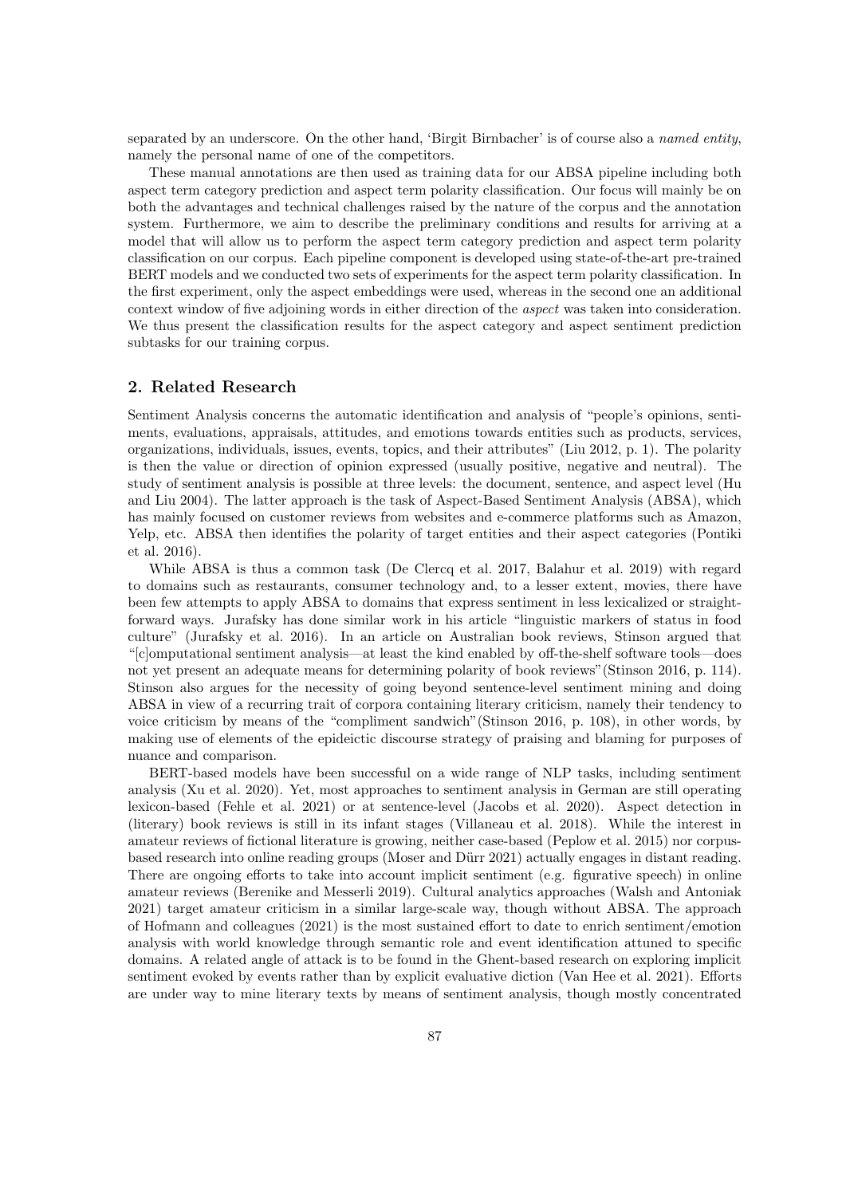separated by an underscore. On the other hand, 'Birgit Birnbacher' is of course also a *named entity*, namely the personal name of one of the competitors.

These manual annotations are then used as training data for our ABSA pipeline including both aspect term category prediction and aspect term polarity classification. Our focus will mainly be on both the advantages and technical challenges raised by the nature of the corpus and the annotation system. Furthermore, we aim to describe the preliminary conditions and results for arriving at a model that will allow us to perform the aspect term category prediction and aspect term polarity classification on our corpus. Each pipeline component is developed using state-of-the-art pre-trained BERT models and we conducted two sets of experiments for the aspect term polarity classification. In the first experiment, only the aspect embeddings were used, whereas in the second one an additional context window of five adjoining words in either direction of the *aspect* was taken into consideration. We thus present the classification results for the aspect category and aspect sentiment prediction subtasks for our training corpus.

## 2. Related Research

Sentiment Analysis concerns the automatic identification and analysis of "people's opinions, sentiments, evaluations, appraisals, attitudes, and emotions towards entities such as products, services, organizations, individuals, issues, events, topics, and their attributes" (Liu 2012, p. 1). The polarity is then the value or direction of opinion expressed (usually positive, negative and neutral). The study of sentiment analysis is possible at three levels: the document, sentence, and aspect level (Hu and Liu 2004). The latter approach is the task of Aspect-Based Sentiment Analysis (ABSA), which has mainly focused on customer reviews from websites and e-commerce platforms such as Amazon, Yelp, etc. ABSA then identifies the polarity of target entities and their aspect categories (Pontiki et al. 2016).

While ABSA is thus a common task (De Clercq et al. 2017, Balahur et al. 2019) with regard to domains such as restaurants, consumer technology and, to a lesser extent, movies, there have been few attempts to apply ABSA to domains that express sentiment in less lexicalized or straightforward ways. Jurafsky has done similar work in his article "linguistic markers of status in food culture" (Jurafsky et al. 2016). In an article on Australian book reviews, Stinson argued that "[c]omputational sentiment analysis—at least the kind enabled by off-the-shelf software tools—does not yet present an adequate means for determining polarity of book reviews"(Stinson 2016, p. 114). Stinson also argues for the necessity of going beyond sentence-level sentiment mining and doing ABSA in view of a recurring trait of corpora containing literary criticism, namely their tendency to voice criticism by means of the "compliment sandwich"(Stinson 2016, p. 108), in other words, by making use of elements of the epideictic discourse strategy of praising and blaming for purposes of nuance and comparison.

BERT-based models have been successful on a wide range of NLP tasks, including sentiment analysis (Xu et al. 2020). Yet, most approaches to sentiment analysis in German are still operating lexicon-based (Fehle et al. 2021) or at sentence-level (Jacobs et al. 2020). Aspect detection in (literary) book reviews is still in its infant stages (Villaneau et al. 2018). While the interest in amateur reviews of fictional literature is growing, neither case-based (Peplow et al. 2015) nor corpus-based research into online reading groups (Moser and Dürr 2021) actually engages in distant reading. There are ongoing efforts to take into account implicit sentiment (e.g. figurative speech) in online amateur reviews (Berenike and Messerli 2019). Cultural analytics approaches (Walsh and Antoniak 2021) target amateur criticism in a similar large-scale way, though without ABSA. The approach of Hofmann and colleagues (2021) is the most sustained effort to date to enrich sentiment/emotion analysis with world knowledge through semantic role and event identification attuned to specific domains. A related angle of attack is to be found in the Ghent-based research on exploring implicit sentiment evoked by events rather than by explicit evaluative diction (Van Hee et al. 2021). Efforts are under way to mine literary texts by means of sentiment analysis, though mostly concentrated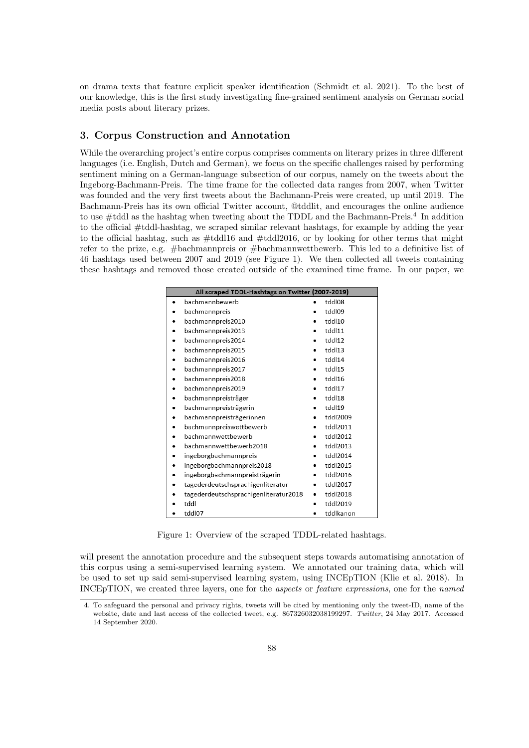on drama texts that feature explicit speaker identification (Schmidt et al. 2021). To the best of our knowledge, this is the first study investigating fine-grained sentiment analysis on German social media posts about literary prizes.

## 3. Corpus Construction and Annotation

While the overarching project's entire corpus comprises comments on literary prizes in three different languages (i.e. English, Dutch and German), we focus on the specific challenges raised by performing sentiment mining on a German-language subsection of our corpus, namely on the tweets about the Ingeborg-Bachmann-Preis. The time frame for the collected data ranges from 2007, when Twitter was founded and the very first tweets about the Bachmann-Preis were created, up until 2019. The Bachmann-Preis has its own official Twitter account, @tddlit, and encourages the online audience to use #tddl as the hashtag when tweeting about the TDDL and the Bachmann-Preis.[4] In addition to the official #tddl-hashtag, we scraped similar relevant hashtags, for example by adding the year to the official hashtag, such as #tddl16 and #tddl2016, or by looking for other terms that might refer to the prize, e.g. #bachmannpreis or #bachmannwettbewerb. This led to a definitive list of 46 hashtags used between 2007 and 2019 (see Figure 1). We then collected all tweets containing these hashtags and removed those created outside of the examined time frame. In our paper, we

| All scraped TDDL-Hashtags on Twitter (2007-2019) | |
|---|---|
| • bachmannbewerb | • tddl08 |
| • bachmannpreis | • tddl09 |
| • bachmannpreis2010 | • tddl10 |
| • bachmannpreis2013 | • tddl11 |
| • bachmannpreis2014 | • tddl12 |
| • bachmannpreis2015 | • tddl13 |
| • bachmannpreis2016 | • tddl14 |
| • bachmannpreis2017 | • tddl15 |
| • bachmannpreis2018 | • tddl16 |
| • bachmannpreis2019 | • tddl17 |
| • bachmannpreisträger | • tddl18 |
| • bachmannpreisträgerin | • tddl19 |
| • bachmannpreisträgerinnen | • tddl2009 |
| • bachmannpreiswettbewerb | • tddl2011 |
| • bachmannwettbewerb | • tddl2012 |
| • bachmannwettbewerb2018 | • tddl2013 |
| • ingeborgbachmannpreis | • tddl2014 |
| • ingeborgbachmannpreis2018 | • tddl2015 |
| • ingeborgbachmannpreisträgerin | • tddl2016 |
| • tagederdeutschsprachigenliteratur | • tddl2017 |
| • tagederdeutschsprachigenliteratur2018 | • tddl2018 |
| • tddl | • tddl2019 |
| • tddl07 | • tddlkanon |

Figure 1: Overview of the scraped TDDL-related hashtags.

will present the annotation procedure and the subsequent steps towards automatising annotation of this corpus using a semi-supervised learning system. We annotated our training data, which will be used to set up said semi-supervised learning system, using INCEpTION (Klie et al. 2018). In INCEpTION, we created three layers, one for the *aspects* or *feature expressions*, one for the *named*

4. To safeguard the personal and privacy rights, tweets will be cited by mentioning only the tweet-ID, name of the website, date and last access of the collected tweet, e.g. 867326032038199297. *Twitter*, 24 May 2017. Accessed 14 September 2020.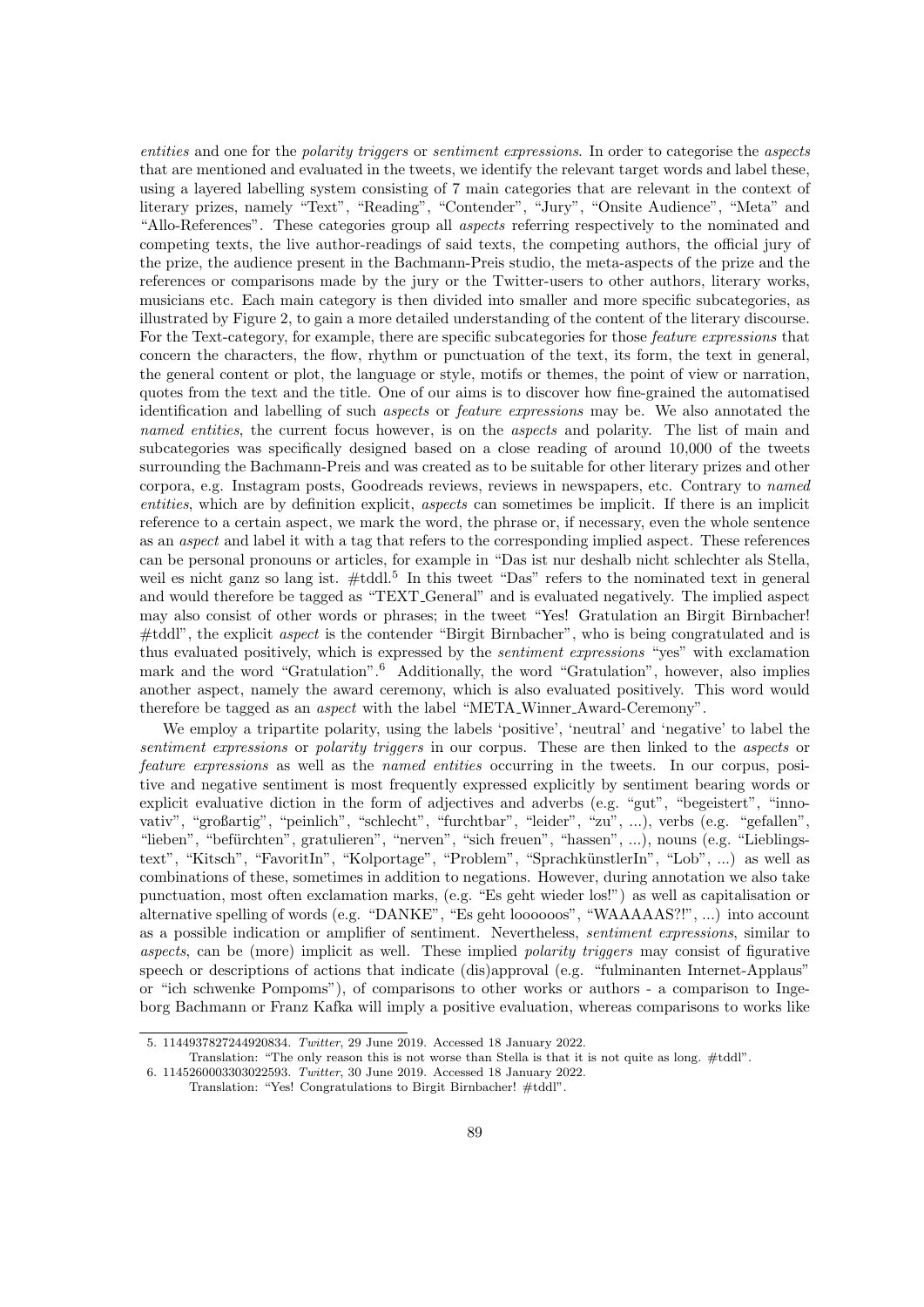*entities* and one for the *polarity triggers* or *sentiment expressions*. In order to categorise the *aspects* that are mentioned and evaluated in the tweets, we identify the relevant target words and label these, using a layered labelling system consisting of 7 main categories that are relevant in the context of literary prizes, namely "Text", "Reading", "Contender", "Jury", "Onsite Audience", "Meta" and "Allo-References". These categories group all *aspects* referring respectively to the nominated and competing texts, the live author-readings of said texts, the competing authors, the official jury of the prize, the audience present in the Bachmann-Preis studio, the meta-aspects of the prize and the references or comparisons made by the jury or the Twitter-users to other authors, literary works, musicians etc. Each main category is then divided into smaller and more specific subcategories, as illustrated by Figure 2, to gain a more detailed understanding of the content of the literary discourse. For the Text-category, for example, there are specific subcategories for those *feature expressions* that concern the characters, the flow, rhythm or punctuation of the text, its form, the text in general, the general content or plot, the language or style, motifs or themes, the point of view or narration, quotes from the text and the title. One of our aims is to discover how fine-grained the automatised identification and labelling of such *aspects* or *feature expressions* may be. We also annotated the *named entities*, the current focus however, is on the *aspects* and polarity. The list of main and subcategories was specifically designed based on a close reading of around 10,000 of the tweets surrounding the Bachmann-Preis and was created as to be suitable for other literary prizes and other corpora, e.g. Instagram posts, Goodreads reviews, reviews in newspapers, etc. Contrary to *named entities*, which are by definition explicit, *aspects* can sometimes be implicit. If there is an implicit reference to a certain aspect, we mark the word, the phrase or, if necessary, even the whole sentence as an *aspect* and label it with a tag that refers to the corresponding implied aspect. These references can be personal pronouns or articles, for example in "Das ist nur deshalb nicht schlechter als Stella, weil es nicht ganz so lang ist. #tddl.[5] In this tweet "Das" refers to the nominated text in general and would therefore be tagged as "TEXT_General" and is evaluated negatively. The implied aspect may also consist of other words or phrases; in the tweet "Yes! Gratulation an Birgit Birnbacher! #tddl", the explicit *aspect* is the contender "Birgit Birnbacher", who is being congratulated and is thus evaluated positively, which is expressed by the *sentiment expressions* "yes" with exclamation mark and the word "Gratulation".[6] Additionally, the word "Gratulation", however, also implies another aspect, namely the award ceremony, which is also evaluated positively. This word would therefore be tagged as an *aspect* with the label "META_Winner_Award-Ceremony".

We employ a tripartite polarity, using the labels 'positive', 'neutral' and 'negative' to label the *sentiment expressions* or *polarity triggers* in our corpus. These are then linked to the *aspects* or *feature expressions* as well as the *named entities* occurring in the tweets. In our corpus, positive and negative sentiment is most frequently expressed explicitly by sentiment bearing words or explicit evaluative diction in the form of adjectives and adverbs (e.g. "gut", "begeistert", "innovativ", "großartig", "peinlich", "schlecht", "furchtbar", "leider", "zu", ...), verbs (e.g. "gefallen", "lieben", "befürchten", gratulieren", "nerven", "sich freuen", "hassen", ...), nouns (e.g. "Lieblingstext", "Kitsch", "FavoritIn", "Kolportage", "Problem", "SprachkünstlerIn", "Lob", ...) as well as combinations of these, sometimes in addition to negations. However, during annotation we also take punctuation, most often exclamation marks, (e.g. "Es geht wieder los!") as well as capitalisation or alternative spelling of words (e.g. "DANKE", "Es geht loooooos", "WAAAAAS?!", ...) into account as a possible indication or amplifier of sentiment. Nevertheless, *sentiment expressions*, similar to *aspects*, can be (more) implicit as well. These implied *polarity triggers* may consist of figurative speech or descriptions of actions that indicate (dis)approval (e.g. "fulminanten Internet-Applaus" or "ich schwenke Pompoms"), of comparisons to other works or authors - a comparison to Ingeborg Bachmann or Franz Kafka will imply a positive evaluation, whereas comparisons to works like

---

5. 1144937827244920834. *Twitter*, 29 June 2019. Accessed 18 January 2022.
Translation: "The only reason this is not worse than Stella is that it is not quite as long. #tddl".

6. 1145260003303022593. *Twitter*, 30 June 2019. Accessed 18 January 2022.
Translation: "Yes! Congratulations to Birgit Birnbacher! #tddl".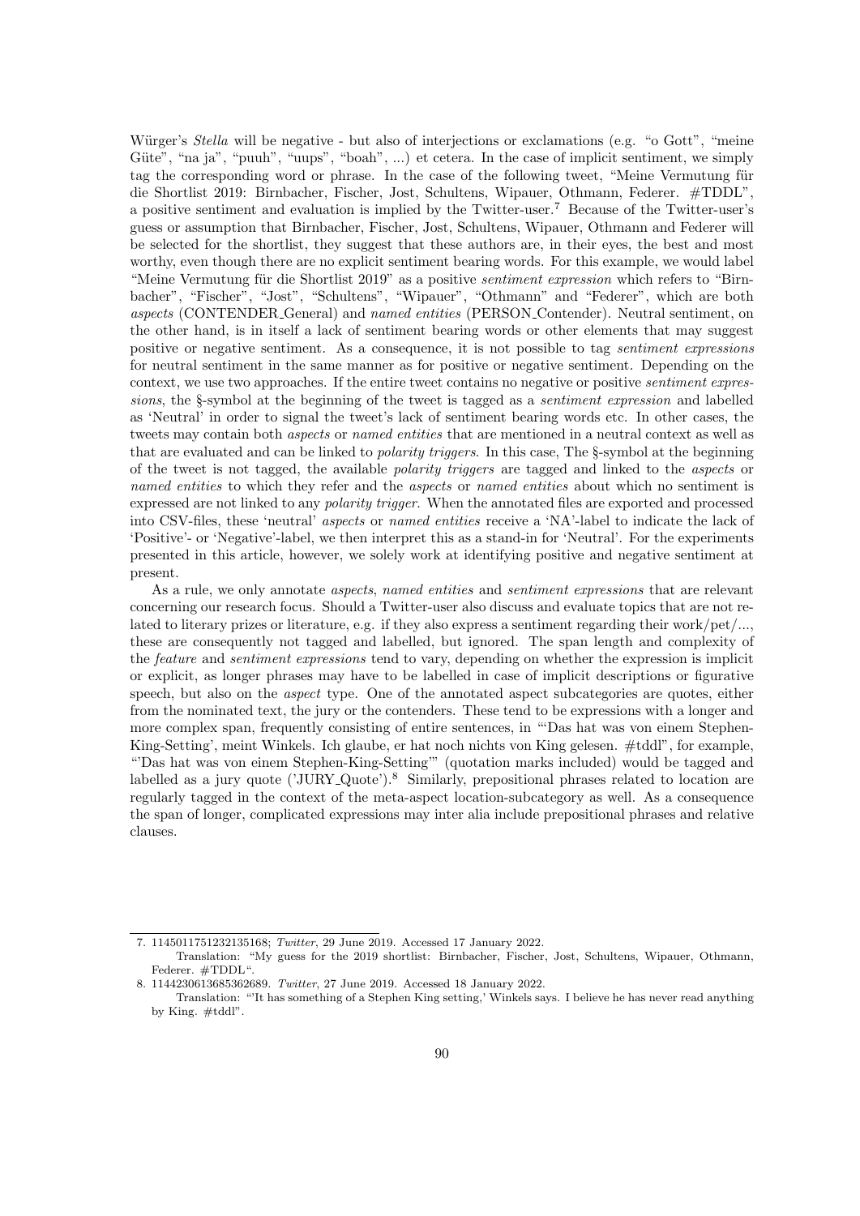Würger's *Stella* will be negative - but also of interjections or exclamations (e.g. "o Gott", "meine Güte", "na ja", "puuh", "uups", "boah", ...) et cetera. In the case of implicit sentiment, we simply tag the corresponding word or phrase. In the case of the following tweet, "Meine Vermutung für die Shortlist 2019: Birnbacher, Fischer, Jost, Schultens, Wipauer, Othmann, Federer. #TDDL", a positive sentiment and evaluation is implied by the Twitter-user.[7] Because of the Twitter-user's guess or assumption that Birnbacher, Fischer, Jost, Schultens, Wipauer, Othmann and Federer will be selected for the shortlist, they suggest that these authors are, in their eyes, the best and most worthy, even though there are no explicit sentiment bearing words. For this example, we would label "Meine Vermutung für die Shortlist 2019" as a positive *sentiment expression* which refers to "Birnbacher", "Fischer", "Jost", "Schultens", "Wipauer", "Othmann" and "Federer", which are both *aspects* (CONTENDER_General) and *named entities* (PERSON_Contender). Neutral sentiment, on the other hand, is in itself a lack of sentiment bearing words or other elements that may suggest positive or negative sentiment. As a consequence, it is not possible to tag *sentiment expressions* for neutral sentiment in the same manner as for positive or negative sentiment. Depending on the context, we use two approaches. If the entire tweet contains no negative or positive *sentiment expressions*, the §-symbol at the beginning of the tweet is tagged as a *sentiment expression* and labelled as 'Neutral' in order to signal the tweet's lack of sentiment bearing words etc. In other cases, the tweets may contain both *aspects* or *named entities* that are mentioned in a neutral context as well as that are evaluated and can be linked to *polarity triggers*. In this case, The §-symbol at the beginning of the tweet is not tagged, the available *polarity triggers* are tagged and linked to the *aspects* or *named entities* to which they refer and the *aspects* or *named entities* about which no sentiment is expressed are not linked to any *polarity trigger*. When the annotated files are exported and processed into CSV-files, these 'neutral' *aspects* or *named entities* receive a 'NA'-label to indicate the lack of 'Positive'- or 'Negative'-label, we then interpret this as a stand-in for 'Neutral'. For the experiments presented in this article, however, we solely work at identifying positive and negative sentiment at present.

As a rule, we only annotate *aspects*, *named entities* and *sentiment expressions* that are relevant concerning our research focus. Should a Twitter-user also discuss and evaluate topics that are not related to literary prizes or literature, e.g. if they also express a sentiment regarding their work/pet/..., these are consequently not tagged and labelled, but ignored. The span length and complexity of the *feature* and *sentiment expressions* tend to vary, depending on whether the expression is implicit or explicit, as longer phrases may have to be labelled in case of implicit descriptions or figurative speech, but also on the *aspect* type. One of the annotated aspect subcategories are quotes, either from the nominated text, the jury or the contenders. These tend to be expressions with a longer and more complex span, frequently consisting of entire sentences, in "'Das hat was von einem Stephen-King-Setting', meint Winkels. Ich glaube, er hat noch nichts von King gelesen. #tddl", for example, "'Das hat was von einem Stephen-King-Setting'" (quotation marks included) would be tagged and labelled as a jury quote ('JURY_Quote').[8] Similarly, prepositional phrases related to location are regularly tagged in the context of the meta-aspect location-subcategory as well. As a consequence the span of longer, complicated expressions may inter alia include prepositional phrases and relative clauses.

---

7. 1145011751232135168; *Twitter*, 29 June 2019. Accessed 17 January 2022.
   Translation: "My guess for the 2019 shortlist: Birnbacher, Fischer, Jost, Schultens, Wipauer, Othmann, Federer. #TDDL".

8. 1144230613685362689. *Twitter*, 27 June 2019. Accessed 18 January 2022.
   Translation: "'It has something of a Stephen King setting,' Winkels says. I believe he has never read anything by King. #tddl".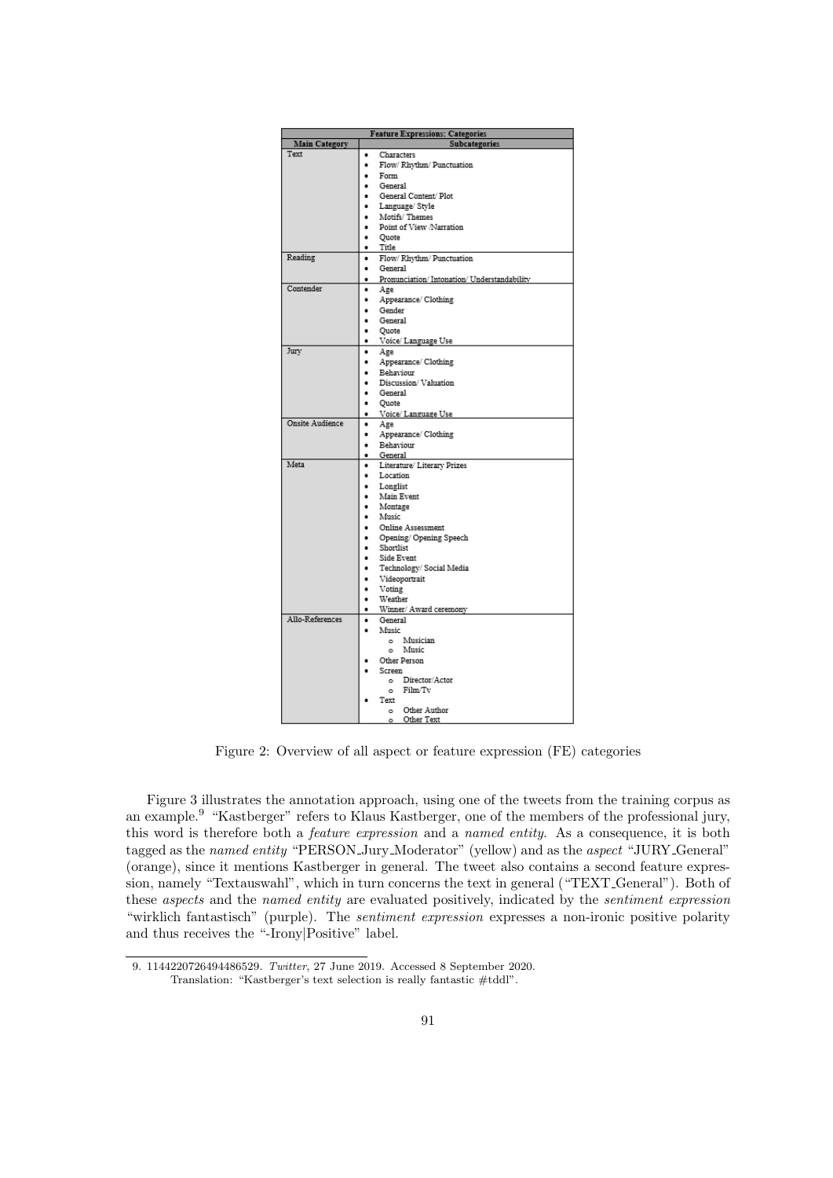| Feature Expressions: Categories | |
|---|---|
| **Main Category** | **Subcategories** |
| Text | • Characters<br>• Flow/ Rhythm/ Punctuation<br>• Form<br>• General<br>• General Content/ Plot<br>• Language/ Style<br>• Motifs/ Themes<br>• Point of View /Narration<br>• Quote<br>• Title |
| Reading | • Flow/ Rhythm/ Punctuation<br>• General<br>• Pronunciation/ Intonation/ Understandability |
| Contender | • Age<br>• Appearance/ Clothing<br>• Gender<br>• General<br>• Quote<br>• Voice/ Language Use |
| Jury | • Age<br>• Appearance/ Clothing<br>• Behaviour<br>• Discussion/ Valuation<br>• General<br>• Quote<br>• Voice/ Language Use |
| Onsite Audience | • Age<br>• Appearance/ Clothing<br>• Behaviour<br>• General |
| Meta | • Literature/ Literary Prizes<br>• Location<br>• Longlist<br>• Main Event<br>• Montage<br>• Music<br>• Online Assessment<br>• Opening/ Opening Speech<br>• Shortlist<br>• Side Event<br>• Technology/ Social Media<br>• Videoportrait<br>• Voting<br>• Weather<br>• Winner/ Award ceremony |
| Allo-References | • General<br>• Music<br>  ○ Musician<br>  ○ Music<br>• Other Person<br>• Screen<br>  ○ Director/Actor<br>  ○ Film/Tv<br>• Text<br>  ○ Other Author<br>  ○ Other Text |

Figure 2: Overview of all aspect or feature expression (FE) categories

Figure 3 illustrates the annotation approach, using one of the tweets from the training corpus as an example.[9] "Kastberger" refers to Klaus Kastberger, one of the members of the professional jury, this word is therefore both a *feature expression* and a *named entity*. As a consequence, it is both tagged as the *named entity* "PERSON_Jury_Moderator" (yellow) and as the *aspect* "JURY_General" (orange), since it mentions Kastberger in general. The tweet also contains a second feature expression, namely "Textauswahl", which in turn concerns the text in general ("TEXT_General"). Both of these *aspects* and the *named entity* are evaluated positively, indicated by the *sentiment expression* "wirklich fantastisch" (purple). The *sentiment expression* expresses a non-ironic positive polarity and thus receives the "-Irony|Positive" label.

9. 1144220726494486529. *Twitter*, 27 June 2019. Accessed 8 September 2020.
Translation: "Kastberger's text selection is really fantastic #tddl".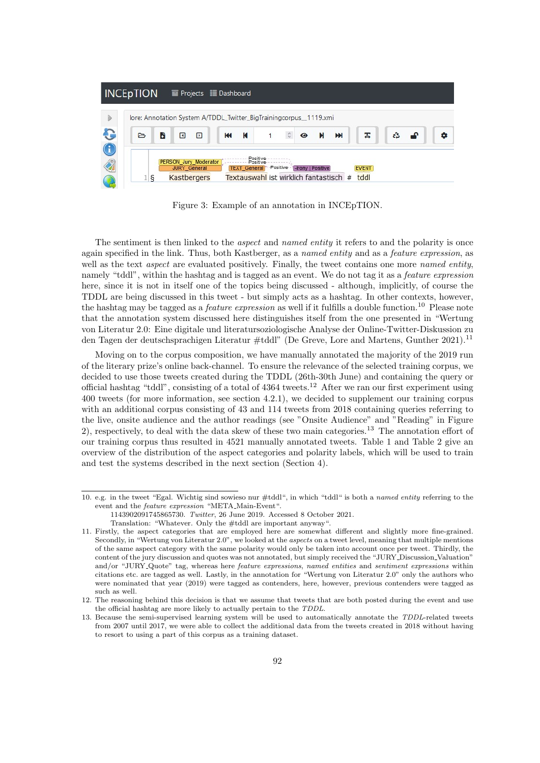Figure 3: Example of an annotation in INCEpTION.

The sentiment is then linked to the *aspect* and *named entity* it refers to and the polarity is once again specified in the link. Thus, both Kastberger, as a *named entity* and as a *feature expression*, as well as the text *aspect* are evaluated positively. Finally, the tweet contains one more *named entity*, namely "tddl", within the hashtag and is tagged as an event. We do not tag it as a *feature expression* here, since it is not in itself one of the topics being discussed - although, implicitly, of course the TDDL are being discussed in this tweet - but simply acts as a hashtag. In other contexts, however, the hashtag may be tagged as a *feature expression* as well if it fulfills a double function.[10] Please note that the annotation system discussed here distinguishes itself from the one presented in "Wertung von Literatur 2.0: Eine digitale und literatursoziologische Analyse der Online-Twitter-Diskussion zu den Tagen der deutschsprachigen Literatur #tddl" (De Greve, Lore and Martens, Gunther 2021).[11]

Moving on to the corpus composition, we have manually annotated the majority of the 2019 run of the literary prize's online back-channel. To ensure the relevance of the selected training corpus, we decided to use those tweets created during the TDDL (26th-30th June) and containing the query or official hashtag "tddl", consisting of a total of 4364 tweets.[12] After we ran our first experiment using 400 tweets (for more information, see section 4.2.1), we decided to supplement our training corpus with an additional corpus consisting of 43 and 114 tweets from 2018 containing queries referring to the live, onsite audience and the author readings (see "Onsite Audience" and "Reading" in Figure 2), respectively, to deal with the data skew of these two main categories.[13] The annotation effort of our training corpus thus resulted in 4521 manually annotated tweets. Table 1 and Table 2 give an overview of the distribution of the aspect categories and polarity labels, which will be used to train and test the systems described in the next section (Section 4).

10. e.g. in the tweet "Egal. Wichtig sind sowieso nur #tddl", in which "tddl" is both a *named entity* referring to the event and the *feature expression* "META_Main-Event".
 1143902091745865730. *Twitter*, 26 June 2019. Accessed 8 October 2021.
 Translation: "Whatever. Only the #tddl are important anyway".

11. Firstly, the aspect categories that are employed here are somewhat different and slightly more fine-grained. Secondly, in "Wertung von Literatur 2.0", we looked at the *aspects* on a tweet level, meaning that multiple mentions of the same aspect category with the same polarity would only be taken into account once per tweet. Thirdly, the content of the jury discussion and quotes was not annotated, but simply received the "JURY_Discussion_Valuation" and/or "JURY_Quote" tag, whereas here *feature expressions*, *named entities* and *sentiment expressions* within citations etc. are tagged as well. Lastly, in the annotation for "Wertung von Literatur 2.0" only the authors who were nominated that year (2019) were tagged as contenders, here, however, previous contenders were tagged as such as well.

12. The reasoning behind this decision is that we assume that tweets that are both posted during the event and use the official hashtag are more likely to actually pertain to the *TDDL*.

13. Because the semi-supervised learning system will be used to automatically annotate the *TDDL*-related tweets from 2007 until 2017, we were able to collect the additional data from the tweets created in 2018 without having to resort to using a part of this corpus as a training dataset.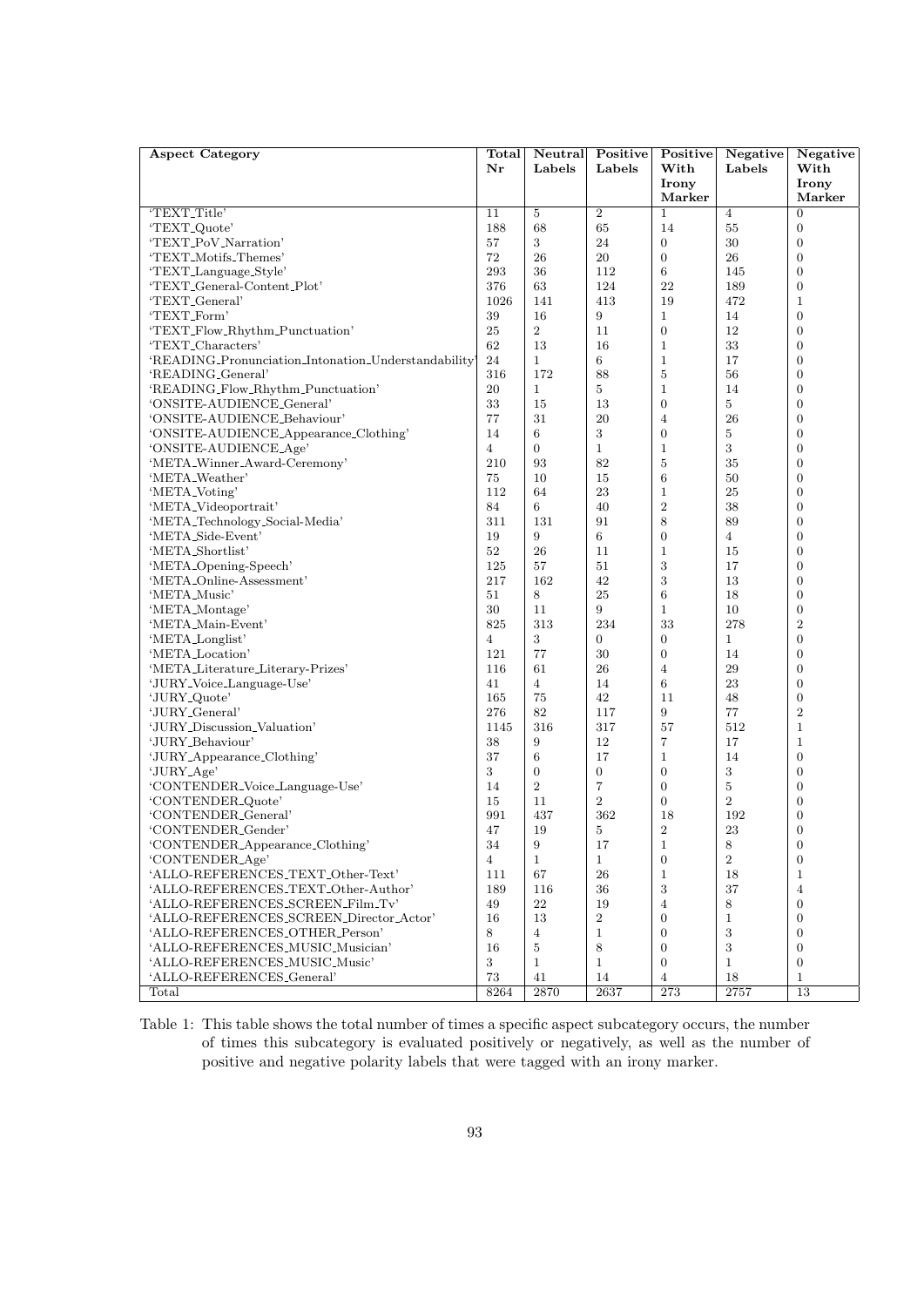| Aspect Category | Total Nr | Neutral Labels | Positive Labels | Positive With Irony Marker | Negative Labels | Negative With Irony Marker |
|---|---|---|---|---|---|---|
| 'TEXT_Title' | 11 | 5 | 2 | 1 | 4 | 0 |
| 'TEXT_Quote' | 188 | 68 | 65 | 14 | 55 | 0 |
| 'TEXT_PoV_Narration' | 57 | 3 | 24 | 0 | 30 | 0 |
| 'TEXT_Motifs_Themes' | 72 | 26 | 20 | 0 | 26 | 0 |
| 'TEXT_Language_Style' | 293 | 36 | 112 | 6 | 145 | 0 |
| 'TEXT_General-Content_Plot' | 376 | 63 | 124 | 22 | 189 | 0 |
| 'TEXT_General' | 1026 | 141 | 413 | 19 | 472 | 1 |
| 'TEXT_Form' | 39 | 16 | 9 | 1 | 14 | 0 |
| 'TEXT_Flow_Rhythm_Punctuation' | 25 | 2 | 11 | 0 | 12 | 0 |
| 'TEXT_Characters' | 62 | 13 | 16 | 1 | 33 | 0 |
| 'READING_Pronunciation_Intonation_Understandability' | 24 | 1 | 6 | 1 | 17 | 0 |
| 'READING_General' | 316 | 172 | 88 | 5 | 56 | 0 |
| 'READING_Flow_Rhythm_Punctuation' | 20 | 1 | 5 | 1 | 14 | 0 |
| 'ONSITE-AUDIENCE_General' | 33 | 15 | 13 | 0 | 5 | 0 |
| 'ONSITE-AUDIENCE_Behaviour' | 77 | 31 | 20 | 4 | 26 | 0 |
| 'ONSITE-AUDIENCE_Appearance_Clothing' | 14 | 6 | 3 | 0 | 5 | 0 |
| 'ONSITE-AUDIENCE_Age' | 4 | 0 | 1 | 1 | 3 | 0 |
| 'META_Winner_Award-Ceremony' | 210 | 93 | 82 | 5 | 35 | 0 |
| 'META_Weather' | 75 | 10 | 15 | 6 | 50 | 0 |
| 'META_Voting' | 112 | 64 | 23 | 1 | 25 | 0 |
| 'META_Videoportrait' | 84 | 6 | 40 | 2 | 38 | 0 |
| 'META_Technology_Social-Media' | 311 | 131 | 91 | 8 | 89 | 0 |
| 'META_Side-Event' | 19 | 9 | 6 | 0 | 4 | 0 |
| 'META_Shortlist' | 52 | 26 | 11 | 1 | 15 | 0 |
| 'META_Opening-Speech' | 125 | 57 | 51 | 3 | 17 | 0 |
| 'META_Online-Assessment' | 217 | 162 | 42 | 3 | 13 | 0 |
| 'META_Music' | 51 | 8 | 25 | 6 | 18 | 0 |
| 'META_Montage' | 30 | 11 | 9 | 1 | 10 | 0 |
| 'META_Main-Event' | 825 | 313 | 234 | 33 | 278 | 2 |
| 'META_Longlist' | 4 | 3 | 0 | 0 | 1 | 0 |
| 'META_Location' | 121 | 77 | 30 | 0 | 14 | 0 |
| 'META_Literature_Literary-Prizes' | 116 | 61 | 26 | 4 | 29 | 0 |
| 'JURY_Voice_Language-Use' | 41 | 4 | 14 | 6 | 23 | 0 |
| 'JURY_Quote' | 165 | 75 | 42 | 11 | 48 | 0 |
| 'JURY_General' | 276 | 82 | 117 | 9 | 77 | 2 |
| 'JURY_Discussion_Valuation' | 1145 | 316 | 317 | 57 | 512 | 1 |
| 'JURY_Behaviour' | 38 | 9 | 12 | 7 | 17 | 1 |
| 'JURY_Appearance_Clothing' | 37 | 6 | 17 | 1 | 14 | 0 |
| 'JURY_Age' | 3 | 0 | 0 | 0 | 3 | 0 |
| 'CONTENDER_Voice_Language-Use' | 14 | 2 | 7 | 0 | 5 | 0 |
| 'CONTENDER_Quote' | 15 | 11 | 2 | 0 | 2 | 0 |
| 'CONTENDER_General' | 991 | 437 | 362 | 18 | 192 | 0 |
| 'CONTENDER_Gender' | 47 | 19 | 5 | 2 | 23 | 0 |
| 'CONTENDER_Appearance_Clothing' | 34 | 9 | 17 | 1 | 8 | 0 |
| 'CONTENDER_Age' | 4 | 1 | 1 | 0 | 2 | 0 |
| 'ALLO-REFERENCES_TEXT_Other-Text' | 111 | 67 | 26 | 1 | 18 | 1 |
| 'ALLO-REFERENCES_TEXT_Other-Author' | 189 | 116 | 36 | 3 | 37 | 4 |
| 'ALLO-REFERENCES_SCREEN_Film_Tv' | 49 | 22 | 19 | 4 | 8 | 0 |
| 'ALLO-REFERENCES_SCREEN_Director_Actor' | 16 | 13 | 2 | 0 | 1 | 0 |
| 'ALLO-REFERENCES_OTHER_Person' | 8 | 4 | 1 | 0 | 3 | 0 |
| 'ALLO-REFERENCES_MUSIC_Musician' | 16 | 5 | 8 | 0 | 3 | 0 |
| 'ALLO-REFERENCES_MUSIC_Music' | 3 | 1 | 1 | 0 | 1 | 0 |
| 'ALLO-REFERENCES_General' | 73 | 41 | 14 | 4 | 18 | 1 |
| Total | 8264 | 2870 | 2637 | 273 | 2757 | 13 |

Table 1: This table shows the total number of times a specific aspect subcategory occurs, the number of times this subcategory is evaluated positively or negatively, as well as the number of positive and negative polarity labels that were tagged with an irony marker.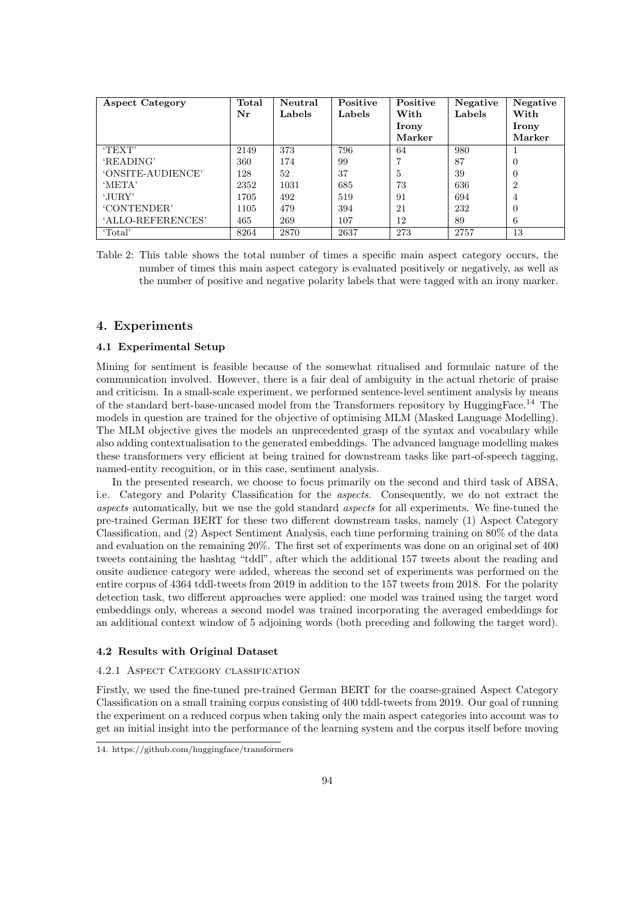| Aspect Category | Total Nr | Neutral Labels | Positive Labels | Positive With Irony Marker | Negative Labels | Negative With Irony Marker |
|---|---|---|---|---|---|---|
| 'TEXT' | 2149 | 373 | 796 | 64 | 980 | 1 |
| 'READING' | 360 | 174 | 99 | 7 | 87 | 0 |
| 'ONSITE-AUDIENCE' | 128 | 52 | 37 | 5 | 39 | 0 |
| 'META' | 2352 | 1031 | 685 | 73 | 636 | 2 |
| 'JURY' | 1705 | 492 | 519 | 91 | 694 | 4 |
| 'CONTENDER' | 1105 | 479 | 394 | 21 | 232 | 0 |
| 'ALLO-REFERENCES' | 465 | 269 | 107 | 12 | 89 | 6 |
| 'Total' | 8264 | 2870 | 2637 | 273 | 2757 | 13 |

Table 2: This table shows the total number of times a specific main aspect category occurs, the number of times this main aspect category is evaluated positively or negatively, as well as the number of positive and negative polarity labels that were tagged with an irony marker.

## 4. Experiments

### 4.1 Experimental Setup

Mining for sentiment is feasible because of the somewhat ritualised and formulaic nature of the communication involved. However, there is a fair deal of ambiguity in the actual rhetoric of praise and criticism. In a small-scale experiment, we performed sentence-level sentiment analysis by means of the standard bert-base-uncased model from the Transformers repository by HuggingFace.[14] The models in question are trained for the objective of optimising MLM (Masked Language Modelling). The MLM objective gives the models an unprecedented grasp of the syntax and vocabulary while also adding contextualisation to the generated embeddings. The advanced language modelling makes these transformers very efficient at being trained for downstream tasks like part-of-speech tagging, named-entity recognition, or in this case, sentiment analysis.

In the presented research, we choose to focus primarily on the second and third task of ABSA, i.e. Category and Polarity Classification for the *aspects*. Consequently, we do not extract the *aspects* automatically, but we use the gold standard *aspects* for all experiments. We fine-tuned the pre-trained German BERT for these two different downstream tasks, namely (1) Aspect Category Classification, and (2) Aspect Sentiment Analysis, each time performing training on 80% of the data and evaluation on the remaining 20%. The first set of experiments was done on an original set of 400 tweets containing the hashtag "tddl", after which the additional 157 tweets about the reading and onsite audience category were added, whereas the second set of experiments was performed on the entire corpus of 4364 tddl-tweets from 2019 in addition to the 157 tweets from 2018. For the polarity detection task, two different approaches were applied: one model was trained using the target word embeddings only, whereas a second model was trained incorporating the averaged embeddings for an additional context window of 5 adjoining words (both preceding and following the target word).

### 4.2 Results with Original Dataset

#### 4.2.1 Aspect Category classification

Firstly, we used the fine-tuned pre-trained German BERT for the coarse-grained Aspect Category Classification on a small training corpus consisting of 400 tddl-tweets from 2019. Our goal of running the experiment on a reduced corpus when taking only the main aspect categories into account was to get an initial insight into the performance of the learning system and the corpus itself before moving

14. https://github.com/huggingface/transformers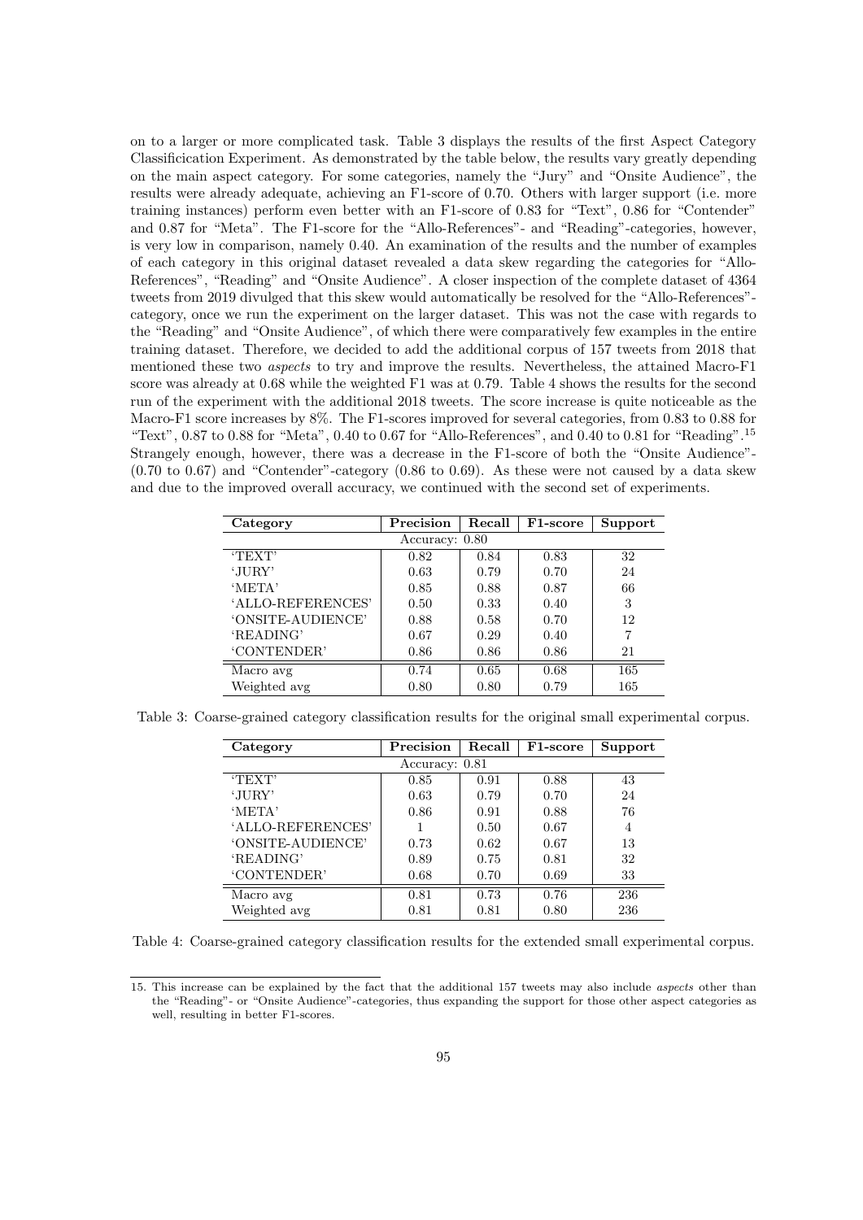on to a larger or more complicated task. Table 3 displays the results of the first Aspect Category Classificication Experiment. As demonstrated by the table below, the results vary greatly depending on the main aspect category. For some categories, namely the "Jury" and "Onsite Audience", the results were already adequate, achieving an F1-score of 0.70. Others with larger support (i.e. more training instances) perform even better with an F1-score of 0.83 for "Text", 0.86 for "Contender" and 0.87 for "Meta". The F1-score for the "Allo-References"- and "Reading"-categories, however, is very low in comparison, namely 0.40. An examination of the results and the number of examples of each category in this original dataset revealed a data skew regarding the categories for "Allo-References", "Reading" and "Onsite Audience". A closer inspection of the complete dataset of 4364 tweets from 2019 divulged that this skew would automatically be resolved for the "Allo-References"-category, once we run the experiment on the larger dataset. This was not the case with regards to the "Reading" and "Onsite Audience", of which there were comparatively few examples in the entire training dataset. Therefore, we decided to add the additional corpus of 157 tweets from 2018 that mentioned these two *aspects* to try and improve the results. Nevertheless, the attained Macro-F1 score was already at 0.68 while the weighted F1 was at 0.79. Table 4 shows the results for the second run of the experiment with the additional 2018 tweets. The score increase is quite noticeable as the Macro-F1 score increases by 8%. The F1-scores improved for several categories, from 0.83 to 0.88 for "Text", 0.87 to 0.88 for "Meta", 0.40 to 0.67 for "Allo-References", and 0.40 to 0.81 for "Reading".[15] Strangely enough, however, there was a decrease in the F1-score of both the "Onsite Audience"- (0.70 to 0.67) and "Contender"-category (0.86 to 0.69). As these were not caused by a data skew and due to the improved overall accuracy, we continued with the second set of experiments.

| Category | Precision | Recall | F1-score | Support |
|---|---|---|---|---|
| | Accuracy: 0.80 | | | |
| 'TEXT' | 0.82 | 0.84 | 0.83 | 32 |
| 'JURY' | 0.63 | 0.79 | 0.70 | 24 |
| 'META' | 0.85 | 0.88 | 0.87 | 66 |
| 'ALLO-REFERENCES' | 0.50 | 0.33 | 0.40 | 3 |
| 'ONSITE-AUDIENCE' | 0.88 | 0.58 | 0.70 | 12 |
| 'READING' | 0.67 | 0.29 | 0.40 | 7 |
| 'CONTENDER' | 0.86 | 0.86 | 0.86 | 21 |
| Macro avg | 0.74 | 0.65 | 0.68 | 165 |
| Weighted avg | 0.80 | 0.80 | 0.79 | 165 |

Table 3: Coarse-grained category classification results for the original small experimental corpus.

| Category | Precision | Recall | F1-score | Support |
|---|---|---|---|---|
| | Accuracy: 0.81 | | | |
| 'TEXT' | 0.85 | 0.91 | 0.88 | 43 |
| 'JURY' | 0.63 | 0.79 | 0.70 | 24 |
| 'META' | 0.86 | 0.91 | 0.88 | 76 |
| 'ALLO-REFERENCES' | 1 | 0.50 | 0.67 | 4 |
| 'ONSITE-AUDIENCE' | 0.73 | 0.62 | 0.67 | 13 |
| 'READING' | 0.89 | 0.75 | 0.81 | 32 |
| 'CONTENDER' | 0.68 | 0.70 | 0.69 | 33 |
| Macro avg | 0.81 | 0.73 | 0.76 | 236 |
| Weighted avg | 0.81 | 0.81 | 0.80 | 236 |

Table 4: Coarse-grained category classification results for the extended small experimental corpus.

15. This increase can be explained by the fact that the additional 157 tweets may also include *aspects* other than the "Reading"- or "Onsite Audience"-categories, thus expanding the support for those other aspect categories as well, resulting in better F1-scores.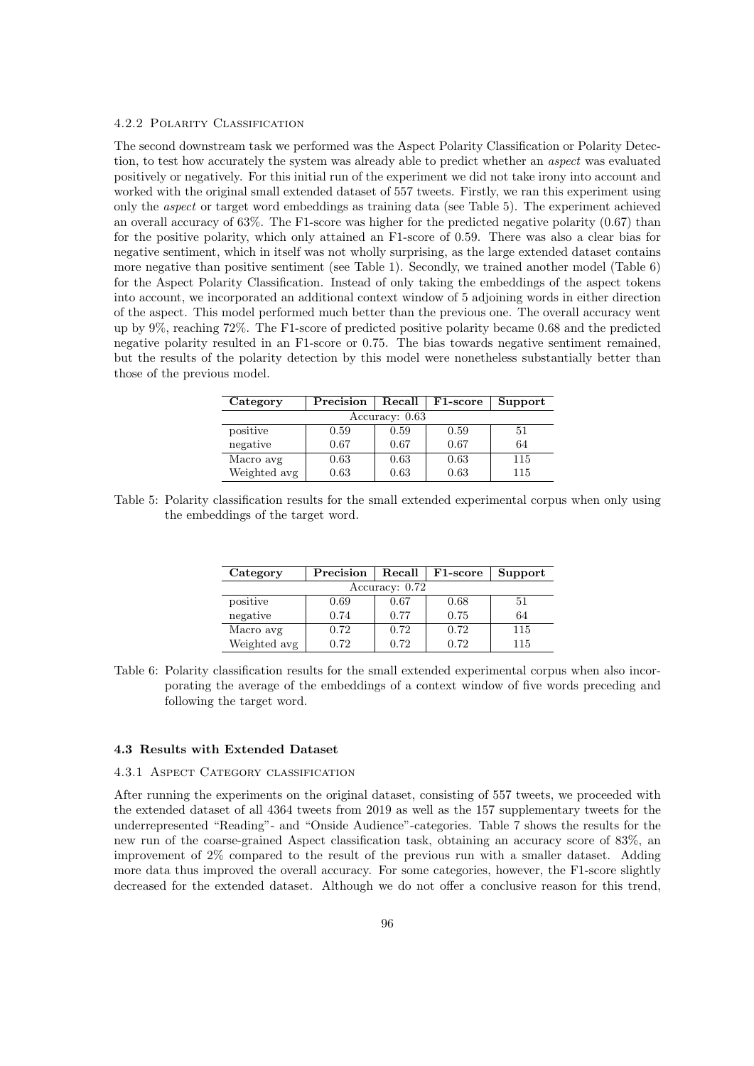#### 4.2.2 Polarity Classification

The second downstream task we performed was the Aspect Polarity Classification or Polarity Detection, to test how accurately the system was already able to predict whether an *aspect* was evaluated positively or negatively. For this initial run of the experiment we did not take irony into account and worked with the original small extended dataset of 557 tweets. Firstly, we ran this experiment using only the *aspect* or target word embeddings as training data (see Table 5). The experiment achieved an overall accuracy of 63%. The F1-score was higher for the predicted negative polarity (0.67) than for the positive polarity, which only attained an F1-score of 0.59. There was also a clear bias for negative sentiment, which in itself was not wholly surprising, as the large extended dataset contains more negative than positive sentiment (see Table 1). Secondly, we trained another model (Table 6) for the Aspect Polarity Classification. Instead of only taking the embeddings of the aspect tokens into account, we incorporated an additional context window of 5 adjoining words in either direction of the aspect. This model performed much better than the previous one. The overall accuracy went up by 9%, reaching 72%. The F1-score of predicted positive polarity became 0.68 and the predicted negative polarity resulted in an F1-score or 0.75. The bias towards negative sentiment remained, but the results of the polarity detection by this model were nonetheless substantially better than those of the previous model.

| Category | Precision | Recall | F1-score | Support |
|---|---|---|---|---|
| Accuracy: 0.63 | | | | |
| positive | 0.59 | 0.59 | 0.59 | 51 |
| negative | 0.67 | 0.67 | 0.67 | 64 |
| Macro avg | 0.63 | 0.63 | 0.63 | 115 |
| Weighted avg | 0.63 | 0.63 | 0.63 | 115 |

Table 5: Polarity classification results for the small extended experimental corpus when only using the embeddings of the target word.

| Category | Precision | Recall | F1-score | Support |
|---|---|---|---|---|
| Accuracy: 0.72 | | | | |
| positive | 0.69 | 0.67 | 0.68 | 51 |
| negative | 0.74 | 0.77 | 0.75 | 64 |
| Macro avg | 0.72 | 0.72 | 0.72 | 115 |
| Weighted avg | 0.72 | 0.72 | 0.72 | 115 |

Table 6: Polarity classification results for the small extended experimental corpus when also incorporating the average of the embeddings of a context window of five words preceding and following the target word.

### 4.3 Results with Extended Dataset

#### 4.3.1 Aspect Category classification

After running the experiments on the original dataset, consisting of 557 tweets, we proceeded with the extended dataset of all 4364 tweets from 2019 as well as the 157 supplementary tweets for the underrepresented "Reading"- and "Onside Audience"-categories. Table 7 shows the results for the new run of the coarse-grained Aspect classification task, obtaining an accuracy score of 83%, an improvement of 2% compared to the result of the previous run with a smaller dataset. Adding more data thus improved the overall accuracy. For some categories, however, the F1-score slightly decreased for the extended dataset. Although we do not offer a conclusive reason for this trend,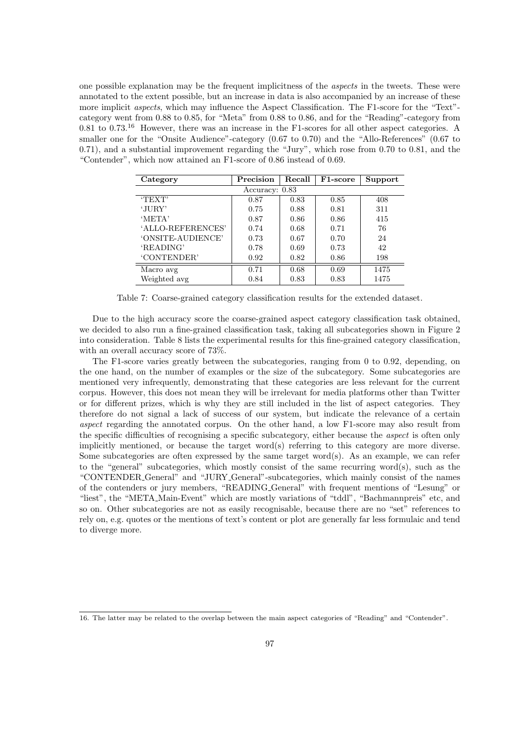one possible explanation may be the frequent implicitness of the *aspects* in the tweets. These were annotated to the extent possible, but an increase in data is also accompanied by an increase of these more implicit *aspects*, which may influence the Aspect Classification. The F1-score for the "Text"-category went from 0.88 to 0.85, for "Meta" from 0.88 to 0.86, and for the "Reading"-category from 0.81 to 0.73.[16] However, there was an increase in the F1-scores for all other aspect categories. A smaller one for the "Onsite Audience"-category (0.67 to 0.70) and the "Allo-References" (0.67 to 0.71), and a substantial improvement regarding the "Jury", which rose from 0.70 to 0.81, and the "Contender", which now attained an F1-score of 0.86 instead of 0.69.

| Category | Precision | Recall | F1-score | Support |
|---|---|---|---|---|
| | Accuracy: 0.83 | | | |
| 'TEXT' | 0.87 | 0.83 | 0.85 | 408 |
| 'JURY' | 0.75 | 0.88 | 0.81 | 311 |
| 'META' | 0.87 | 0.86 | 0.86 | 415 |
| 'ALLO-REFERENCES' | 0.74 | 0.68 | 0.71 | 76 |
| 'ONSITE-AUDIENCE' | 0.73 | 0.67 | 0.70 | 24 |
| 'READING' | 0.78 | 0.69 | 0.73 | 42 |
| 'CONTENDER' | 0.92 | 0.82 | 0.86 | 198 |
| Macro avg | 0.71 | 0.68 | 0.69 | 1475 |
| Weighted avg | 0.84 | 0.83 | 0.83 | 1475 |

Table 7: Coarse-grained category classification results for the extended dataset.

Due to the high accuracy score the coarse-grained aspect category classification task obtained, we decided to also run a fine-grained classification task, taking all subcategories shown in Figure 2 into consideration. Table 8 lists the experimental results for this fine-grained category classification, with an overall accuracy score of 73%.

The F1-score varies greatly between the subcategories, ranging from 0 to 0.92, depending, on the one hand, on the number of examples or the size of the subcategory. Some subcategories are mentioned very infrequently, demonstrating that these categories are less relevant for the current corpus. However, this does not mean they will be irrelevant for media platforms other than Twitter or for different prizes, which is why they are still included in the list of aspect categories. They therefore do not signal a lack of success of our system, but indicate the relevance of a certain *aspect* regarding the annotated corpus. On the other hand, a low F1-score may also result from the specific difficulties of recognising a specific subcategory, either because the *aspect* is often only implicitly mentioned, or because the target word(s) referring to this category are more diverse. Some subcategories are often expressed by the same target word(s). As an example, we can refer to the "general" subcategories, which mostly consist of the same recurring word(s), such as the "CONTENDER_General" and "JURY_General"-subcategories, which mainly consist of the names of the contenders or jury members, "READING_General" with frequent mentions of "Lesung" or "liest", the "META_Main-Event" which are mostly variations of "tddl", "Bachmannpreis" etc, and so on. Other subcategories are not as easily recognisable, because there are no "set" references to rely on, e.g. quotes or the mentions of text's content or plot are generally far less formulaic and tend to diverge more.

16. The latter may be related to the overlap between the main aspect categories of "Reading" and "Contender".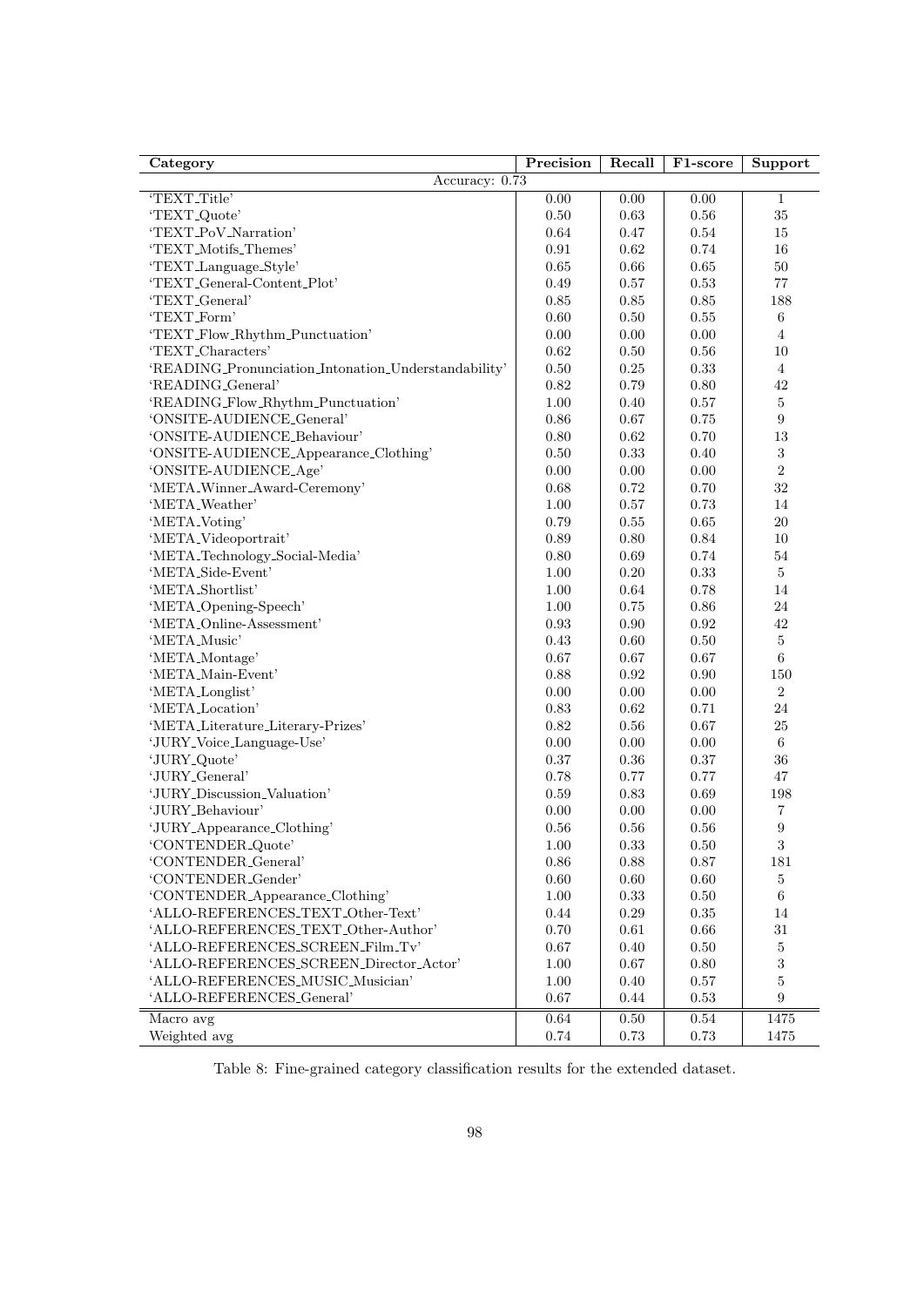| Category | Precision | Recall | F1-score | Support |
|---|---|---|---|---|
| Accuracy: 0.73 | | | | |
| 'TEXT_Title' | 0.00 | 0.00 | 0.00 | 1 |
| 'TEXT_Quote' | 0.50 | 0.63 | 0.56 | 35 |
| 'TEXT_PoV_Narration' | 0.64 | 0.47 | 0.54 | 15 |
| 'TEXT_Motifs_Themes' | 0.91 | 0.62 | 0.74 | 16 |
| 'TEXT_Language_Style' | 0.65 | 0.66 | 0.65 | 50 |
| 'TEXT_General-Content_Plot' | 0.49 | 0.57 | 0.53 | 77 |
| 'TEXT_General' | 0.85 | 0.85 | 0.85 | 188 |
| 'TEXT_Form' | 0.60 | 0.50 | 0.55 | 6 |
| 'TEXT_Flow_Rhythm_Punctuation' | 0.00 | 0.00 | 0.00 | 4 |
| 'TEXT_Characters' | 0.62 | 0.50 | 0.56 | 10 |
| 'READING_Pronunciation_Intonation_Understandability' | 0.50 | 0.25 | 0.33 | 4 |
| 'READING_General' | 0.82 | 0.79 | 0.80 | 42 |
| 'READING_Flow_Rhythm_Punctuation' | 1.00 | 0.40 | 0.57 | 5 |
| 'ONSITE-AUDIENCE_General' | 0.86 | 0.67 | 0.75 | 9 |
| 'ONSITE-AUDIENCE_Behaviour' | 0.80 | 0.62 | 0.70 | 13 |
| 'ONSITE-AUDIENCE_Appearance_Clothing' | 0.50 | 0.33 | 0.40 | 3 |
| 'ONSITE-AUDIENCE_Age' | 0.00 | 0.00 | 0.00 | 2 |
| 'META_Winner_Award-Ceremony' | 0.68 | 0.72 | 0.70 | 32 |
| 'META_Weather' | 1.00 | 0.57 | 0.73 | 14 |
| 'META_Voting' | 0.79 | 0.55 | 0.65 | 20 |
| 'META_Videoportrait' | 0.89 | 0.80 | 0.84 | 10 |
| 'META_Technology_Social-Media' | 0.80 | 0.69 | 0.74 | 54 |
| 'META_Side-Event' | 1.00 | 0.20 | 0.33 | 5 |
| 'META_Shortlist' | 1.00 | 0.64 | 0.78 | 14 |
| 'META_Opening-Speech' | 1.00 | 0.75 | 0.86 | 24 |
| 'META_Online-Assessment' | 0.93 | 0.90 | 0.92 | 42 |
| 'META_Music' | 0.43 | 0.60 | 0.50 | 5 |
| 'META_Montage' | 0.67 | 0.67 | 0.67 | 6 |
| 'META_Main-Event' | 0.88 | 0.92 | 0.90 | 150 |
| 'META_Longlist' | 0.00 | 0.00 | 0.00 | 2 |
| 'META_Location' | 0.83 | 0.62 | 0.71 | 24 |
| 'META_Literature_Literary-Prizes' | 0.82 | 0.56 | 0.67 | 25 |
| 'JURY_Voice_Language-Use' | 0.00 | 0.00 | 0.00 | 6 |
| 'JURY_Quote' | 0.37 | 0.36 | 0.37 | 36 |
| 'JURY_General' | 0.78 | 0.77 | 0.77 | 47 |
| 'JURY_Discussion_Valuation' | 0.59 | 0.83 | 0.69 | 198 |
| 'JURY_Behaviour' | 0.00 | 0.00 | 0.00 | 7 |
| 'JURY_Appearance_Clothing' | 0.56 | 0.56 | 0.56 | 9 |
| 'CONTENDER_Quote' | 1.00 | 0.33 | 0.50 | 3 |
| 'CONTENDER_General' | 0.86 | 0.88 | 0.87 | 181 |
| 'CONTENDER_Gender' | 0.60 | 0.60 | 0.60 | 5 |
| 'CONTENDER_Appearance_Clothing' | 1.00 | 0.33 | 0.50 | 6 |
| 'ALLO-REFERENCES_TEXT_Other-Text' | 0.44 | 0.29 | 0.35 | 14 |
| 'ALLO-REFERENCES_TEXT_Other-Author' | 0.70 | 0.61 | 0.66 | 31 |
| 'ALLO-REFERENCES_SCREEN_Film_Tv' | 0.67 | 0.40 | 0.50 | 5 |
| 'ALLO-REFERENCES_SCREEN_Director_Actor' | 1.00 | 0.67 | 0.80 | 3 |
| 'ALLO-REFERENCES_MUSIC_Musician' | 1.00 | 0.40 | 0.57 | 5 |
| 'ALLO-REFERENCES_General' | 0.67 | 0.44 | 0.53 | 9 |
| Macro avg | 0.64 | 0.50 | 0.54 | 1475 |
| Weighted avg | 0.74 | 0.73 | 0.73 | 1475 |

Table 8: Fine-grained category classification results for the extended dataset.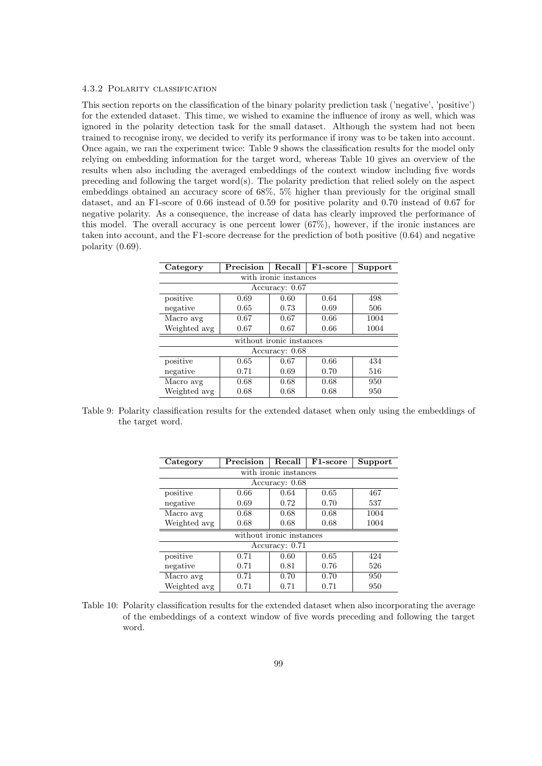#### 4.3.2 Polarity classification

This section reports on the classification of the binary polarity prediction task ('negative', 'positive') for the extended dataset. This time, we wished to examine the influence of irony as well, which was ignored in the polarity detection task for the small dataset. Although the system had not been trained to recognise irony, we decided to verify its performance if irony was to be taken into account. Once again, we ran the experiment twice: Table 9 shows the classification results for the model only relying on embedding information for the target word, whereas Table 10 gives an overview of the results when also including the averaged embeddings of the context window including five words preceding and following the target word(s). The polarity prediction that relied solely on the aspect embeddings obtained an accuracy score of 68%, 5% higher than previously for the original small dataset, and an F1-score of 0.66 instead of 0.59 for positive polarity and 0.70 instead of 0.67 for negative polarity. As a consequence, the increase of data has clearly improved the performance of this model. The overall accuracy is one percent lower (67%), however, if the ironic instances are taken into account, and the F1-score decrease for the prediction of both positive (0.64) and negative polarity (0.69).

| Category | Precision | Recall | F1-score | Support |
|---|---|---|---|---|
| with ironic instances | | | | |
| Accuracy: 0.67 | | | | |
| positive | 0.69 | 0.60 | 0.64 | 498 |
| negative | 0.65 | 0.73 | 0.69 | 506 |
| Macro avg | 0.67 | 0.67 | 0.66 | 1004 |
| Weighted avg | 0.67 | 0.67 | 0.66 | 1004 |
| without ironic instances | | | | |
| Accuracy: 0.68 | | | | |
| positive | 0.65 | 0.67 | 0.66 | 434 |
| negative | 0.71 | 0.69 | 0.70 | 516 |
| Macro avg | 0.68 | 0.68 | 0.68 | 950 |
| Weighted avg | 0.68 | 0.68 | 0.68 | 950 |

Table 9: Polarity classification results for the extended dataset when only using the embeddings of the target word.

| Category | Precision | Recall | F1-score | Support |
|---|---|---|---|---|
| with ironic instances | | | | |
| Accuracy: 0.68 | | | | |
| positive | 0.66 | 0.64 | 0.65 | 467 |
| negative | 0.69 | 0.72 | 0.70 | 537 |
| Macro avg | 0.68 | 0.68 | 0.68 | 1004 |
| Weighted avg | 0.68 | 0.68 | 0.68 | 1004 |
| without ironic instances | | | | |
| Accuracy: 0.71 | | | | |
| positive | 0.71 | 0.60 | 0.65 | 424 |
| negative | 0.71 | 0.81 | 0.76 | 526 |
| Macro avg | 0.71 | 0.70 | 0.70 | 950 |
| Weighted avg | 0.71 | 0.71 | 0.71 | 950 |

Table 10: Polarity classification results for the extended dataset when also incorporating the average of the embeddings of a context window of five words preceding and following the target word.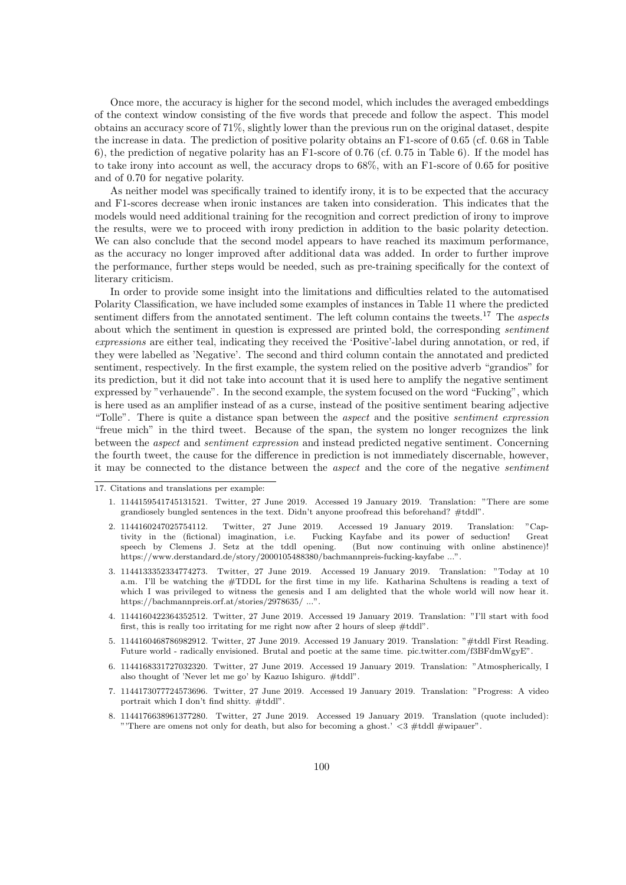Once more, the accuracy is higher for the second model, which includes the averaged embeddings of the context window consisting of the five words that precede and follow the aspect. This model obtains an accuracy score of 71%, slightly lower than the previous run on the original dataset, despite the increase in data. The prediction of positive polarity obtains an F1-score of 0.65 (cf. 0.68 in Table 6), the prediction of negative polarity has an F1-score of 0.76 (cf. 0.75 in Table 6). If the model has to take irony into account as well, the accuracy drops to 68%, with an F1-score of 0.65 for positive and of 0.70 for negative polarity.

As neither model was specifically trained to identify irony, it is to be expected that the accuracy and F1-scores decrease when ironic instances are taken into consideration. This indicates that the models would need additional training for the recognition and correct prediction of irony to improve the results, were we to proceed with irony prediction in addition to the basic polarity detection. We can also conclude that the second model appears to have reached its maximum performance, as the accuracy no longer improved after additional data was added. In order to further improve the performance, further steps would be needed, such as pre-training specifically for the context of literary criticism.

In order to provide some insight into the limitations and difficulties related to the automatised Polarity Classification, we have included some examples of instances in Table 11 where the predicted sentiment differs from the annotated sentiment. The left column contains the tweets.[17] The *aspects* about which the sentiment in question is expressed are printed bold, the corresponding *sentiment expressions* are either teal, indicating they received the 'Positive'-label during annotation, or red, if they were labelled as 'Negative'. The second and third column contain the annotated and predicted sentiment, respectively. In the first example, the system relied on the positive adverb "grandios" for its prediction, but it did not take into account that it is used here to amplify the negative sentiment expressed by "verhauende". In the second example, the system focused on the word "Fucking", which is here used as an amplifier instead of as a curse, instead of the positive sentiment bearing adjective "Tolle". There is quite a distance span between the *aspect* and the positive *sentiment expression* "freue mich" in the third tweet. Because of the span, the system no longer recognizes the link between the *aspect* and *sentiment expression* and instead predicted negative sentiment. Concerning the fourth tweet, the cause for the difference in prediction is not immediately discernable, however, it may be connected to the distance between the *aspect* and the core of the negative *sentiment*

---

17. Citations and translations per example:

1. 1144159541745131521. Twitter, 27 June 2019. Accessed 19 January 2019. Translation: "There are some grandiosely bungled sentences in the text. Didn't anyone proofread this beforehand? #tddl".
2. 1144160247025754112. Twitter, 27 June 2019. Accessed 19 January 2019. Translation: "Captivity in the (fictional) imagination, i.e. Fucking Kayfabe and its power of seduction! Great speech by Clemens J. Setz at the tddl opening. (But now continuing with online abstinence)! https://www.derstandard.de/story/2000105488380/bachmannpreis-fucking-kayfabe ...".
3. 1144133352334774273. Twitter, 27 June 2019. Accessed 19 January 2019. Translation: "Today at 10 a.m. I'll be watching the #TDDL for the first time in my life. Katharina Schultens is reading a text of which I was privileged to witness the genesis and I am delighted that the whole world will now hear it. https://bachmannpreis.orf.at/stories/2978635/ ...".
4. 1144160422364352512. Twitter, 27 June 2019. Accessed 19 January 2019. Translation: "I'll start with food first, this is really too irritating for me right now after 2 hours of sleep #tddl".
5. 1144160468786982912. Twitter, 27 June 2019. Accessed 19 January 2019. Translation: "#tddl First Reading. Future world - radically envisioned. Brutal and poetic at the same time. pic.twitter.com/f3BFdmWgyE".
6. 1144168331727032320. Twitter, 27 June 2019. Accessed 19 January 2019. Translation: "Atmospherically, I also thought of 'Never let me go' by Kazuo Ishiguro. #tddl".
7. 1144173077724573696. Twitter, 27 June 2019. Accessed 19 January 2019. Translation: "Progress: A video portrait which I don't find shitty. #tddl".
8. 1144176638961377280. Twitter, 27 June 2019. Accessed 19 January 2019. Translation (quote included): "'There are omens not only for death, but also for becoming a ghost.' <3 #tddl #wipauer".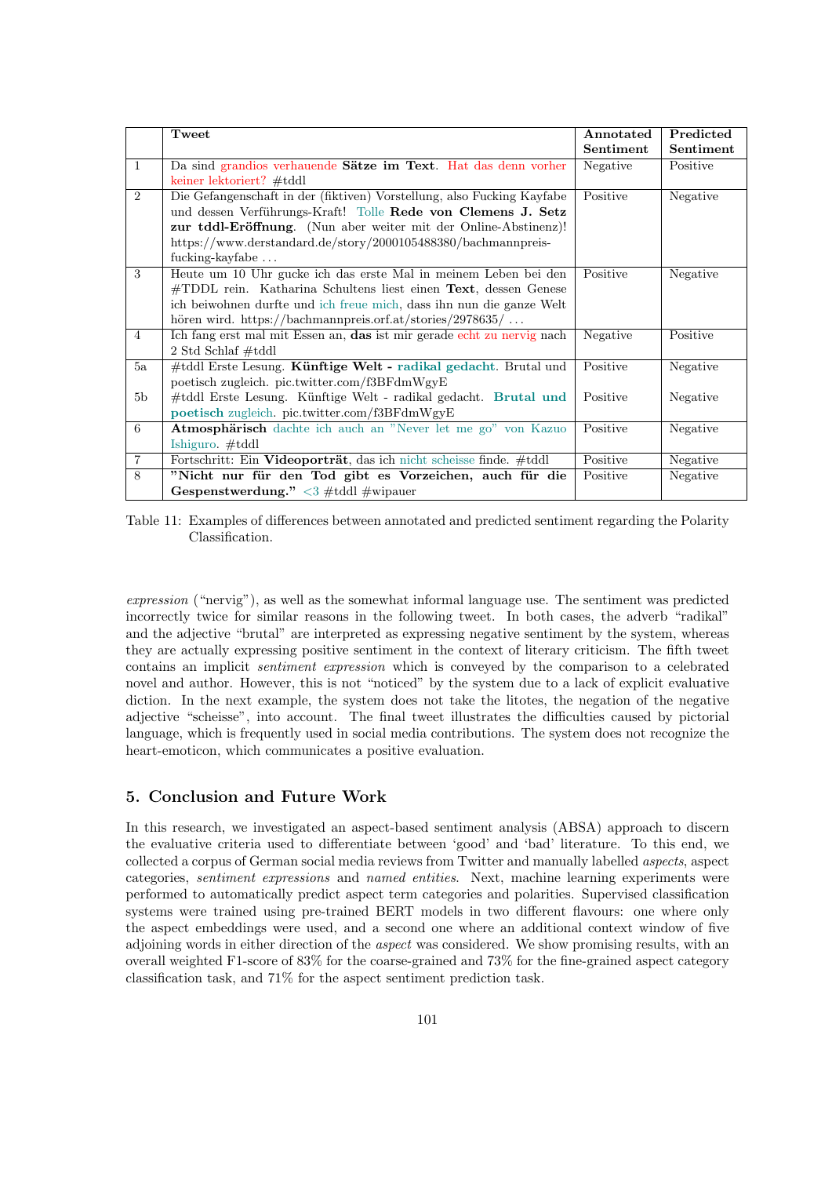| | Tweet | Annotated Sentiment | Predicted Sentiment |
|---|---|---|---|
| 1 | Da sind grandios verhauende **Sätze im Text**. Hat das denn vorher keiner lektoriert? #tddl | Negative | Positive |
| 2 | Die Gefangenschaft in der (fiktiven) Vorstellung, also Fucking Kayfabe und dessen Verführungs-Kraft! Tolle **Rede von Clemens J. Setz zur tddl-Eröffnung**. (Nun aber weiter mit der Online-Abstinenz)! https://www.derstandard.de/story/2000105488380/bachmannpreis-fucking-kayfabe ... | Positive | Negative |
| 3 | Heute um 10 Uhr gucke ich das erste Mal in meinem Leben bei den #TDDL rein. Katharina Schultens liest einen **Text**, dessen Genese ich beiwohnen durfte und ich freue mich, dass ihn nun die ganze Welt hören wird. https://bachmannpreis.orf.at/stories/2978635/ ... | Positive | Negative |
| 4 | Ich fang erst mal mit Essen an, **das** ist mir gerade echt zu nervig nach 2 Std Schlaf #tddl | Negative | Positive |
| 5a | #tddl Erste Lesung. **Künftige Welt -** **radikal gedacht**. Brutal und poetisch zugleich. pic.twitter.com/f3BFdmWgyE | Positive | Negative |
| 5b | #tddl Erste Lesung. Künftige Welt - radikal gedacht. **Brutal und poetisch** zugleich. pic.twitter.com/f3BFdmWgyE | Positive | Negative |
| 6 | **Atmosphärisch** dachte ich auch an "Never let me go" von Kazuo Ishiguro. #tddl | Positive | Negative |
| 7 | Fortschritt: Ein **Videoporträt**, das ich nicht scheisse finde. #tddl | Positive | Negative |
| 8 | **"Nicht nur für den Tod gibt es Vorzeichen, auch für die Gespenstwerdung."** <3 #tddl #wipauer | Positive | Negative |

Table 11: Examples of differences between annotated and predicted sentiment regarding the Polarity Classification.

*expression* ("nervig"), as well as the somewhat informal language use. The sentiment was predicted incorrectly twice for similar reasons in the following tweet. In both cases, the adverb "radikal" and the adjective "brutal" are interpreted as expressing negative sentiment by the system, whereas they are actually expressing positive sentiment in the context of literary criticism. The fifth tweet contains an implicit *sentiment expression* which is conveyed by the comparison to a celebrated novel and author. However, this is not "noticed" by the system due to a lack of explicit evaluative diction. In the next example, the system does not take the litotes, the negation of the negative adjective "scheisse", into account. The final tweet illustrates the difficulties caused by pictorial language, which is frequently used in social media contributions. The system does not recognize the heart-emoticon, which communicates a positive evaluation.

## 5. Conclusion and Future Work

In this research, we investigated an aspect-based sentiment analysis (ABSA) approach to discern the evaluative criteria used to differentiate between 'good' and 'bad' literature. To this end, we collected a corpus of German social media reviews from Twitter and manually labelled *aspects*, aspect categories, *sentiment expressions* and *named entities*. Next, machine learning experiments were performed to automatically predict aspect term categories and polarities. Supervised classification systems were trained using pre-trained BERT models in two different flavours: one where only the aspect embeddings were used, and a second one where an additional context window of five adjoining words in either direction of the *aspect* was considered. We show promising results, with an overall weighted F1-score of 83% for the coarse-grained and 73% for the fine-grained aspect category classification task, and 71% for the aspect sentiment prediction task.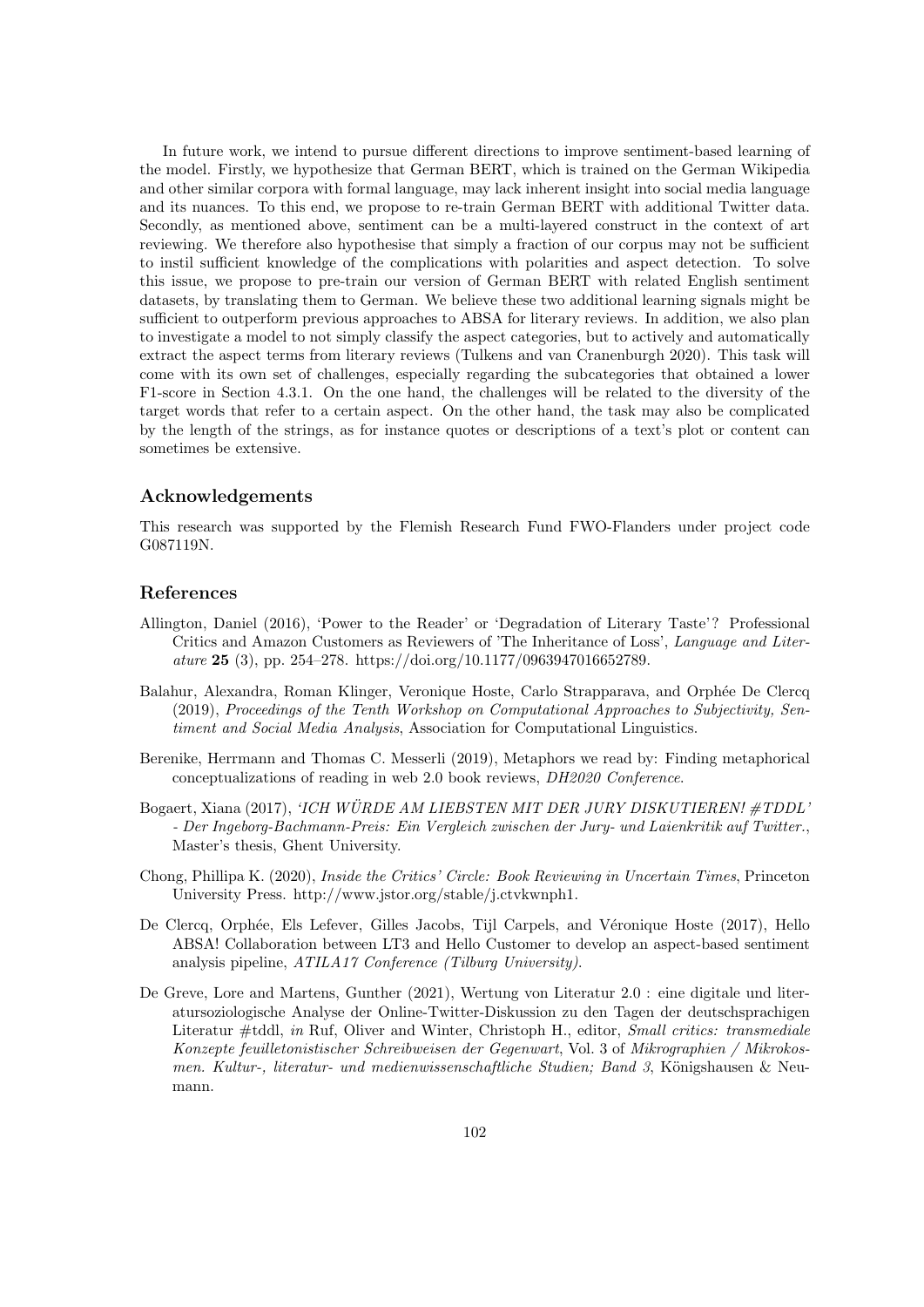In future work, we intend to pursue different directions to improve sentiment-based learning of the model. Firstly, we hypothesize that German BERT, which is trained on the German Wikipedia and other similar corpora with formal language, may lack inherent insight into social media language and its nuances. To this end, we propose to re-train German BERT with additional Twitter data. Secondly, as mentioned above, sentiment can be a multi-layered construct in the context of art reviewing. We therefore also hypothesise that simply a fraction of our corpus may not be sufficient to instil sufficient knowledge of the complications with polarities and aspect detection. To solve this issue, we propose to pre-train our version of German BERT with related English sentiment datasets, by translating them to German. We believe these two additional learning signals might be sufficient to outperform previous approaches to ABSA for literary reviews. In addition, we also plan to investigate a model to not simply classify the aspect categories, but to actively and automatically extract the aspect terms from literary reviews (Tulkens and van Cranenburgh 2020). This task will come with its own set of challenges, especially regarding the subcategories that obtained a lower F1-score in Section 4.3.1. On the one hand, the challenges will be related to the diversity of the target words that refer to a certain aspect. On the other hand, the task may also be complicated by the length of the strings, as for instance quotes or descriptions of a text's plot or content can sometimes be extensive.

## Acknowledgements

This research was supported by the Flemish Research Fund FWO-Flanders under project code G087119N.

## References

Allington, Daniel (2016), 'Power to the Reader' or 'Degradation of Literary Taste'? Professional Critics and Amazon Customers as Reviewers of 'The Inheritance of Loss', *Language and Literature* **25** (3), pp. 254–278. https://doi.org/10.1177/0963947016652789.

Balahur, Alexandra, Roman Klinger, Veronique Hoste, Carlo Strapparava, and Orphée De Clercq (2019), *Proceedings of the Tenth Workshop on Computational Approaches to Subjectivity, Sentiment and Social Media Analysis*, Association for Computational Linguistics.

Berenike, Herrmann and Thomas C. Messerli (2019), Metaphors we read by: Finding metaphorical conceptualizations of reading in web 2.0 book reviews, *DH2020 Conference*.

Bogaert, Xiana (2017), *'ICH WÜRDE AM LIEBSTEN MIT DER JURY DISKUTIEREN! #TDDL' - Der Ingeborg-Bachmann-Preis: Ein Vergleich zwischen der Jury- und Laienkritik auf Twitter.*, Master's thesis, Ghent University.

Chong, Phillipa K. (2020), *Inside the Critics' Circle: Book Reviewing in Uncertain Times*, Princeton University Press. http://www.jstor.org/stable/j.ctvkwnph1.

De Clercq, Orphée, Els Lefever, Gilles Jacobs, Tijl Carpels, and Véronique Hoste (2017), Hello ABSA! Collaboration between LT3 and Hello Customer to develop an aspect-based sentiment analysis pipeline, *ATILA17 Conference (Tilburg University)*.

De Greve, Lore and Martens, Gunther (2021), Wertung von Literatur 2.0 : eine digitale und literatursoziologische Analyse der Online-Twitter-Diskussion zu den Tagen der deutschsprachigen Literatur #tddl, *in* Ruf, Oliver and Winter, Christoph H., editor, *Small critics: transmediale Konzepte feuilletonistischer Schreibweisen der Gegenwart*, Vol. 3 of *Mikrographien / Mikrokosmen. Kultur-, literatur- und medienwissenschaftliche Studien; Band 3*, Königshausen & Neumann.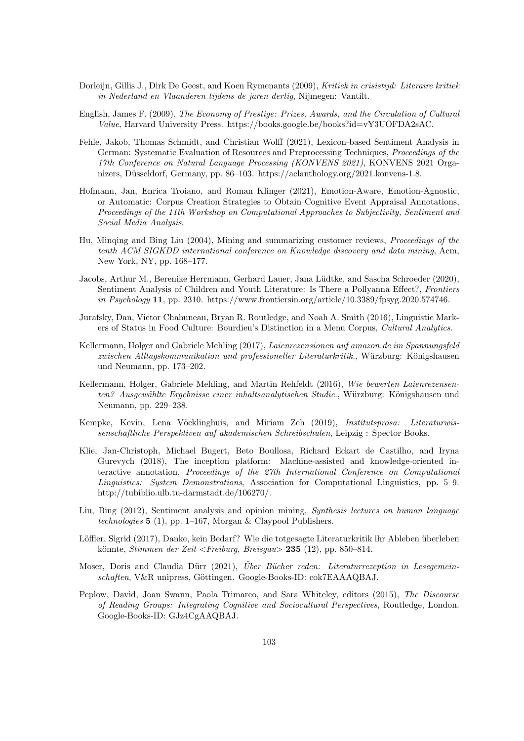Dorleijn, Gillis J., Dirk De Geest, and Koen Rymenants (2009), *Kritiek in crisistijd: Literaire kritiek in Nederland en Vlaanderen tijdens de jaren dertig*, Nijmegen: Vantilt.

English, James F. (2009), *The Economy of Prestige: Prizes, Awards, and the Circulation of Cultural Value*, Harvard University Press. https://books.google.be/books?id=vY3UOFDA2sAC.

Fehle, Jakob, Thomas Schmidt, and Christian Wolff (2021), Lexicon-based Sentiment Analysis in German: Systematic Evaluation of Resources and Preprocessing Techniques, *Proceedings of the 17th Conference on Natural Language Processing (KONVENS 2021)*, KONVENS 2021 Organizers, Düsseldorf, Germany, pp. 86–103. https://aclanthology.org/2021.konvens-1.8.

Hofmann, Jan, Enrica Troiano, and Roman Klinger (2021), Emotion-Aware, Emotion-Agnostic, or Automatic: Corpus Creation Strategies to Obtain Cognitive Event Appraisal Annotations, *Proceedings of the 11th Workshop on Computational Approaches to Subjectivity, Sentiment and Social Media Analysis*.

Hu, Minqing and Bing Liu (2004), Mining and summarizing customer reviews, *Proceedings of the tenth ACM SIGKDD international conference on Knowledge discovery and data mining*, Acm, New York, NY, pp. 168–177.

Jacobs, Arthur M., Berenike Herrmann, Gerhard Lauer, Jana Lüdtke, and Sascha Schroeder (2020), Sentiment Analysis of Children and Youth Literature: Is There a Pollyanna Effect?, *Frontiers in Psychology* **11**, pp. 2310. https://www.frontiersin.org/article/10.3389/fpsyg.2020.574746.

Jurafsky, Dan, Victor Chahuneau, Bryan R. Routledge, and Noah A. Smith (2016), Linguistic Markers of Status in Food Culture: Bourdieu's Distinction in a Menu Corpus, *Cultural Analytics*.

Kellermann, Holger and Gabriele Mehling (2017), *Laienrezensionen auf amazon.de im Spannungsfeld zwischen Alltagskommunikation und professioneller Literaturkritik.*, Würzburg: Königshausen und Neumann, pp. 173–202.

Kellermann, Holger, Gabriele Mehling, and Martin Rehfeldt (2016), *Wie bewerten Laienrezensenten? Ausgewählte Ergebnisse einer inhaltsanalytischen Studie.*, Würzburg: Königshausen und Neumann, pp. 229–238.

Kempke, Kevin, Lena Vöcklinghuis, and Miriam Zeh (2019), *Institutsprosa: Literaturwissenschaftliche Perspektiven auf akademischen Schreibschulen*, Leipzig : Spector Books.

Klie, Jan-Christoph, Michael Bugert, Beto Boullosa, Richard Eckart de Castilho, and Iryna Gurevych (2018), The inception platform: Machine-assisted and knowledge-oriented interactive annotation, *Proceedings of the 27th International Conference on Computational Linguistics: System Demonstrations*, Association for Computational Linguistics, pp. 5–9. http://tubiblio.ulb.tu-darmstadt.de/106270/.

Liu, Bing (2012), Sentiment analysis and opinion mining, *Synthesis lectures on human language technologies* **5** (1), pp. 1–167, Morgan & Claypool Publishers.

Löffler, Sigrid (2017), Danke, kein Bedarf? Wie die totgesagte Literaturkritik ihr Ableben überleben könnte, *Stimmen der Zeit <Freiburg, Breisgau>* **235** (12), pp. 850–814.

Moser, Doris and Claudia Dürr (2021), *Über Bücher reden: Literaturrezeption in Lesegemeinschaften*, V&R unipress, Göttingen. Google-Books-ID: cok7EAAAQBAJ.

Peplow, David, Joan Swann, Paola Trimarco, and Sara Whiteley, editors (2015), *The Discourse of Reading Groups: Integrating Cognitive and Sociocultural Perspectives*, Routledge, London. Google-Books-ID: GJz4CgAAQBAJ.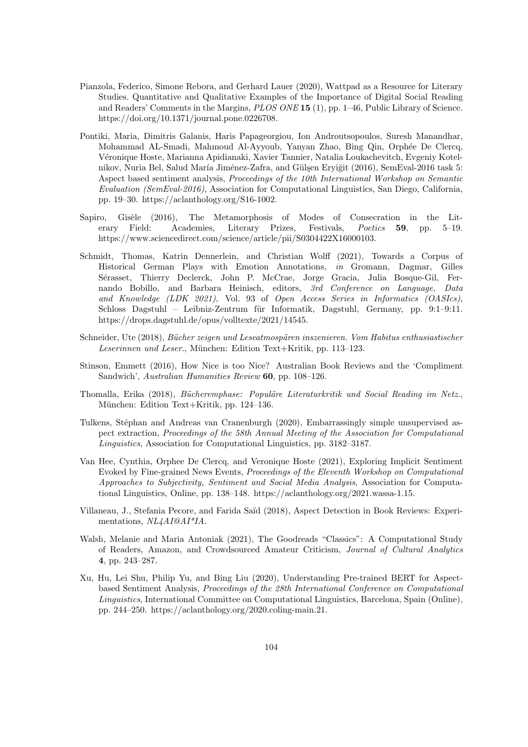Pianzola, Federico, Simone Rebora, and Gerhard Lauer (2020), Wattpad as a Resource for Literary Studies. Quantitative and Qualitative Examples of the Importance of Digital Social Reading and Readers' Comments in the Margins, *PLOS ONE* **15** (1), pp. 1–46, Public Library of Science. https://doi.org/10.1371/journal.pone.0226708.

Pontiki, Maria, Dimitris Galanis, Haris Papageorgiou, Ion Androutsopoulos, Suresh Manandhar, Mohammad AL-Smadi, Mahmoud Al-Ayyoub, Yanyan Zhao, Bing Qin, Orphée De Clercq, Véronique Hoste, Marianna Apidianaki, Xavier Tannier, Natalia Loukachevitch, Evgeniy Kotelnikov, Nuria Bel, Salud María Jiménez-Zafra, and Gülşen Eryiğit (2016), SemEval-2016 task 5: Aspect based sentiment analysis, *Proceedings of the 10th International Workshop on Semantic Evaluation (SemEval-2016)*, Association for Computational Linguistics, San Diego, California, pp. 19–30. https://aclanthology.org/S16-1002.

Sapiro, Gisèle (2016), The Metamorphosis of Modes of Consecration in the Literary Field: Academies, Literary Prizes, Festivals, *Poetics* **59**, pp. 5–19. https://www.sciencedirect.com/science/article/pii/S0304422X16000103.

Schmidt, Thomas, Katrin Dennerlein, and Christian Wolff (2021), Towards a Corpus of Historical German Plays with Emotion Annotations, *in* Gromann, Dagmar, Gilles Sérasset, Thierry Declerck, John P. McCrae, Jorge Gracia, Julia Bosque-Gil, Fernando Bobillo, and Barbara Heinisch, editors, *3rd Conference on Language, Data and Knowledge (LDK 2021)*, Vol. 93 of *Open Access Series in Informatics (OASIcs)*, Schloss Dagstuhl – Leibniz-Zentrum für Informatik, Dagstuhl, Germany, pp. 9:1–9:11. https://drops.dagstuhl.de/opus/volltexte/2021/14545.

Schneider, Ute (2018), *Bücher zeigen und Leseatmospären inszenieren. Vom Habitus enthusiastischer Leserinnen und Leser.*, München: Edition Text+Kritik, pp. 113–123.

Stinson, Emmett (2016), How Nice is too Nice? Australian Book Reviews and the 'Compliment Sandwich', *Australian Humanities Review* **60**, pp. 108–126.

Thomalla, Erika (2018), *Bücheremphase: Populäre Literaturkritik und Social Reading im Netz.*, München: Edition Text+Kritik, pp. 124–136.

Tulkens, Stéphan and Andreas van Cranenburgh (2020), Embarrassingly simple unsupervised aspect extraction, *Proceedings of the 58th Annual Meeting of the Association for Computational Linguistics*, Association for Computational Linguistics, pp. 3182–3187.

Van Hee, Cynthia, Orphee De Clercq, and Veronique Hoste (2021), Exploring Implicit Sentiment Evoked by Fine-grained News Events, *Proceedings of the Eleventh Workshop on Computational Approaches to Subjectivity, Sentiment and Social Media Analysis*, Association for Computational Linguistics, Online, pp. 138–148. https://aclanthology.org/2021.wassa-1.15.

Villaneau, J., Stefania Pecore, and Farida Saïd (2018), Aspect Detection in Book Reviews: Experimentations, *NL4AI@AI*IA*.

Walsh, Melanie and Maria Antoniak (2021), The Goodreads "Classics": A Computational Study of Readers, Amazon, and Crowdsourced Amateur Criticism, *Journal of Cultural Analytics* **4**, pp. 243–287.

Xu, Hu, Lei Shu, Philip Yu, and Bing Liu (2020), Understanding Pre-trained BERT for Aspect-based Sentiment Analysis, *Proceedings of the 28th International Conference on Computational Linguistics*, International Committee on Computational Linguistics, Barcelona, Spain (Online), pp. 244–250. https://aclanthology.org/2020.coling-main.21.